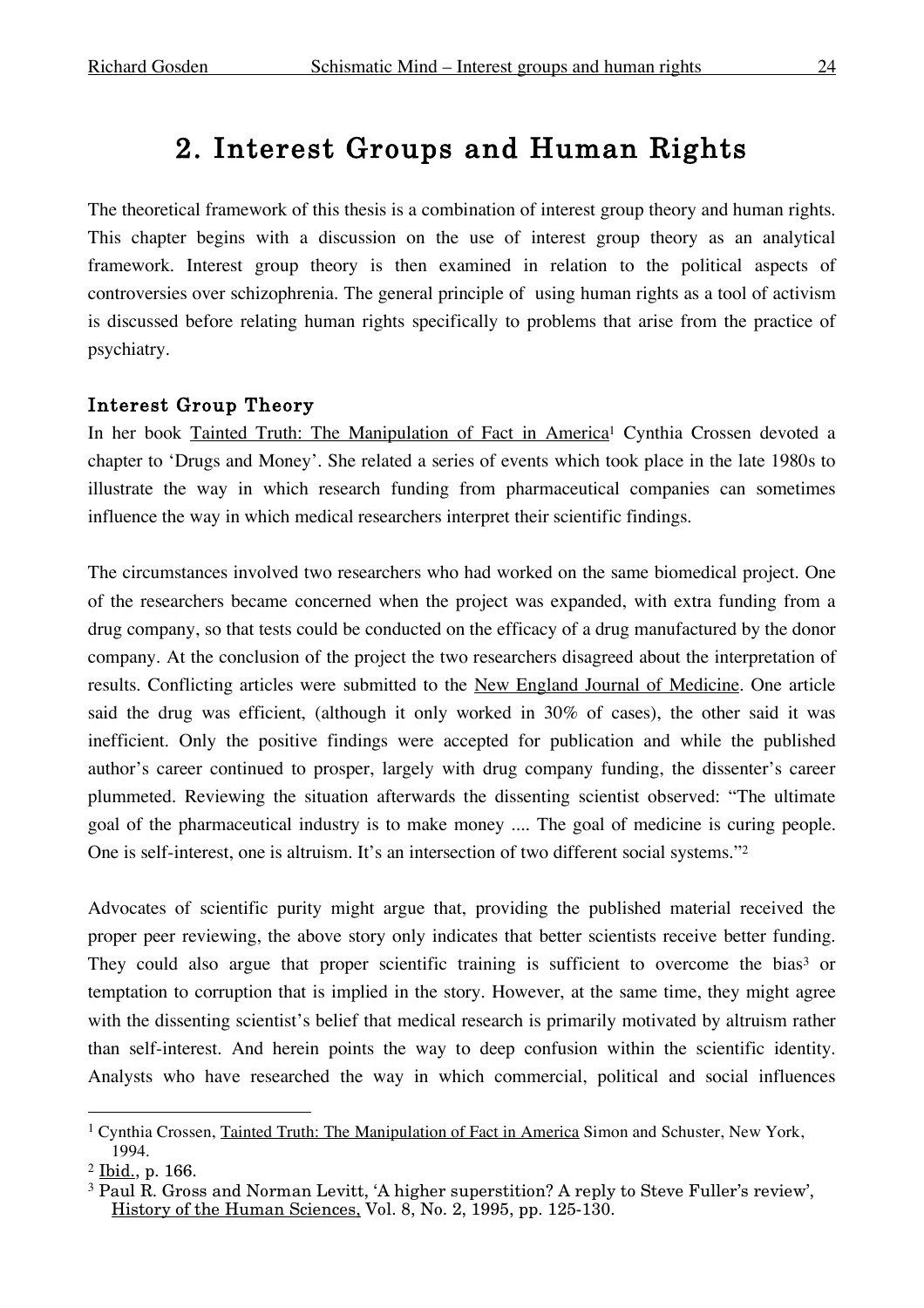# 2. Interest Groups and Human Rights

The theoretical framework of this thesis is a combination of interest group theory and human rights. This chapter begins with a discussion on the use of interest group theory as an analytical framework. Interest group theory is then examined in relation to the political aspects of controversies over schizophrenia. The general principle of using human rights as a tool of activism is discussed before relating human rights specifically to problems that arise from the practice of psychiatry.

## Interest Group Theory

In her book Tainted Truth: The Manipulation of Fact in America[1] Cynthia Crossen devoted a chapter to 'Drugs and Money'. She related a series of events which took place in the late 1980s to illustrate the way in which research funding from pharmaceutical companies can sometimes influence the way in which medical researchers interpret their scientific findings.

The circumstances involved two researchers who had worked on the same biomedical project. One of the researchers became concerned when the project was expanded, with extra funding from a drug company, so that tests could be conducted on the efficacy of a drug manufactured by the donor company. At the conclusion of the project the two researchers disagreed about the interpretation of results. Conflicting articles were submitted to the New England Journal of Medicine. One article said the drug was efficient, (although it only worked in 30% of cases), the other said it was inefficient. Only the positive findings were accepted for publication and while the published author's career continued to prosper, largely with drug company funding, the dissenter's career plummeted. Reviewing the situation afterwards the dissenting scientist observed: "The ultimate goal of the pharmaceutical industry is to make money .... The goal of medicine is curing people. One is self-interest, one is altruism. It's an intersection of two different social systems."[2]

Advocates of scientific purity might argue that, providing the published material received the proper peer reviewing, the above story only indicates that better scientists receive better funding. They could also argue that proper scientific training is sufficient to overcome the bias[3] or temptation to corruption that is implied in the story. However, at the same time, they might agree with the dissenting scientist's belief that medical research is primarily motivated by altruism rather than self-interest. And herein points the way to deep confusion within the scientific identity. Analysts who have researched the way in which commercial, political and social influences

---

[1] Cynthia Crossen, Tainted Truth: The Manipulation of Fact in America Simon and Schuster, New York, 1994.

[2] Ibid., p. 166.

[3] Paul R. Gross and Norman Levitt, 'A higher superstition? A reply to Steve Fuller's review', History of the Human Sciences, Vol. 8, No. 2, 1995, pp. 125-130.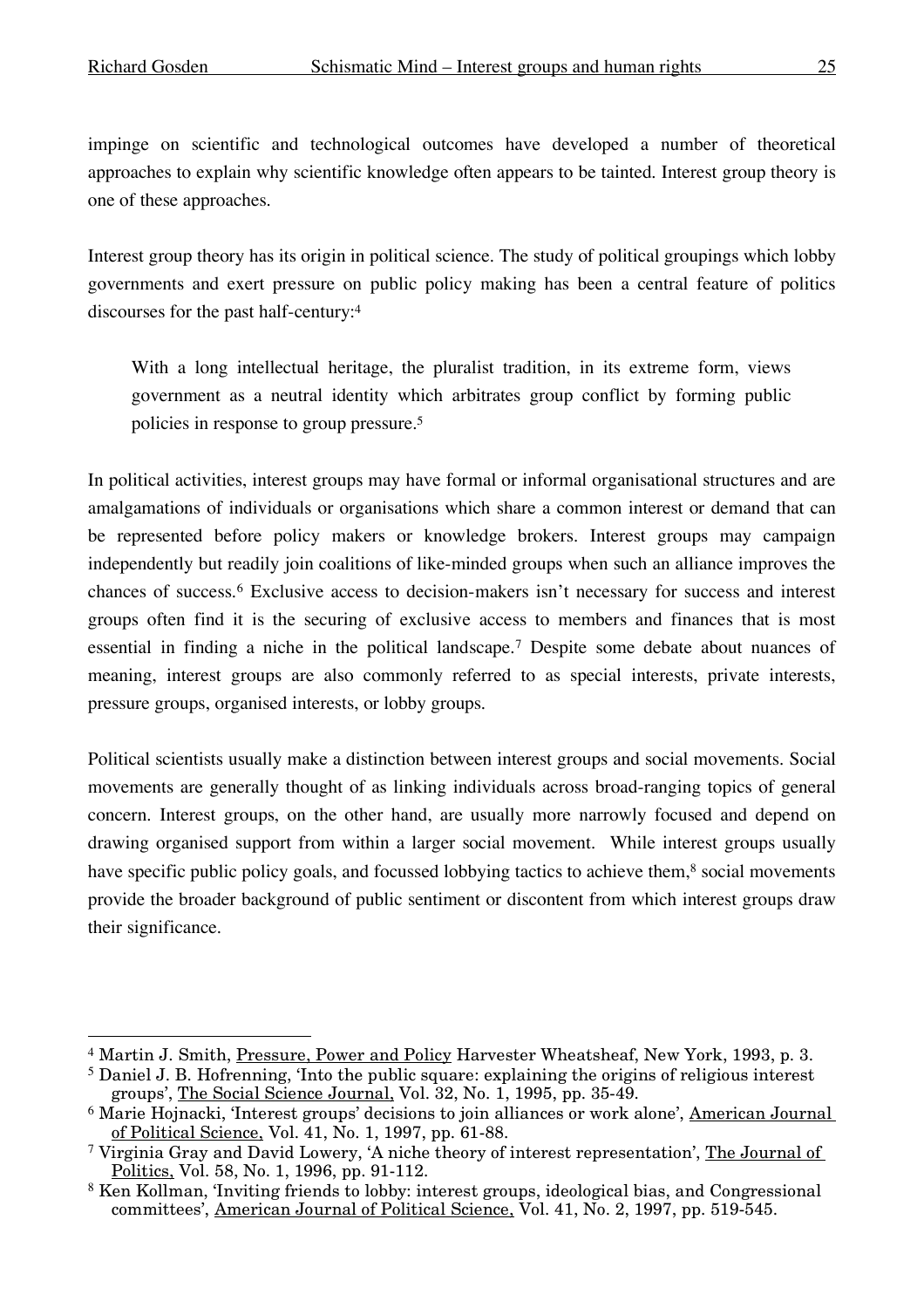impinge on scientific and technological outcomes have developed a number of theoretical approaches to explain why scientific knowledge often appears to be tainted. Interest group theory is one of these approaches.

Interest group theory has its origin in political science. The study of political groupings which lobby governments and exert pressure on public policy making has been a central feature of politics discourses for the past half-century:[4]

> With a long intellectual heritage, the pluralist tradition, in its extreme form, views government as a neutral identity which arbitrates group conflict by forming public policies in response to group pressure.[5]

In political activities, interest groups may have formal or informal organisational structures and are amalgamations of individuals or organisations which share a common interest or demand that can be represented before policy makers or knowledge brokers. Interest groups may campaign independently but readily join coalitions of like-minded groups when such an alliance improves the chances of success.[6] Exclusive access to decision-makers isn't necessary for success and interest groups often find it is the securing of exclusive access to members and finances that is most essential in finding a niche in the political landscape.[7] Despite some debate about nuances of meaning, interest groups are also commonly referred to as special interests, private interests, pressure groups, organised interests, or lobby groups.

Political scientists usually make a distinction between interest groups and social movements. Social movements are generally thought of as linking individuals across broad-ranging topics of general concern. Interest groups, on the other hand, are usually more narrowly focused and depend on drawing organised support from within a larger social movement. While interest groups usually have specific public policy goals, and focussed lobbying tactics to achieve them,[8] social movements provide the broader background of public sentiment or discontent from which interest groups draw their significance.

---

[4] Martin J. Smith, Pressure, Power and Policy Harvester Wheatsheaf, New York, 1993, p. 3.

[5] Daniel J. B. Hofrenning, 'Into the public square: explaining the origins of religious interest groups', The Social Science Journal, Vol. 32, No. 1, 1995, pp. 35-49.

[6] Marie Hojnacki, 'Interest groups' decisions to join alliances or work alone', American Journal of Political Science, Vol. 41, No. 1, 1997, pp. 61-88.

[7] Virginia Gray and David Lowery, 'A niche theory of interest representation', The Journal of Politics, Vol. 58, No. 1, 1996, pp. 91-112.

[8] Ken Kollman, 'Inviting friends to lobby: interest groups, ideological bias, and Congressional committees', American Journal of Political Science, Vol. 41, No. 2, 1997, pp. 519-545.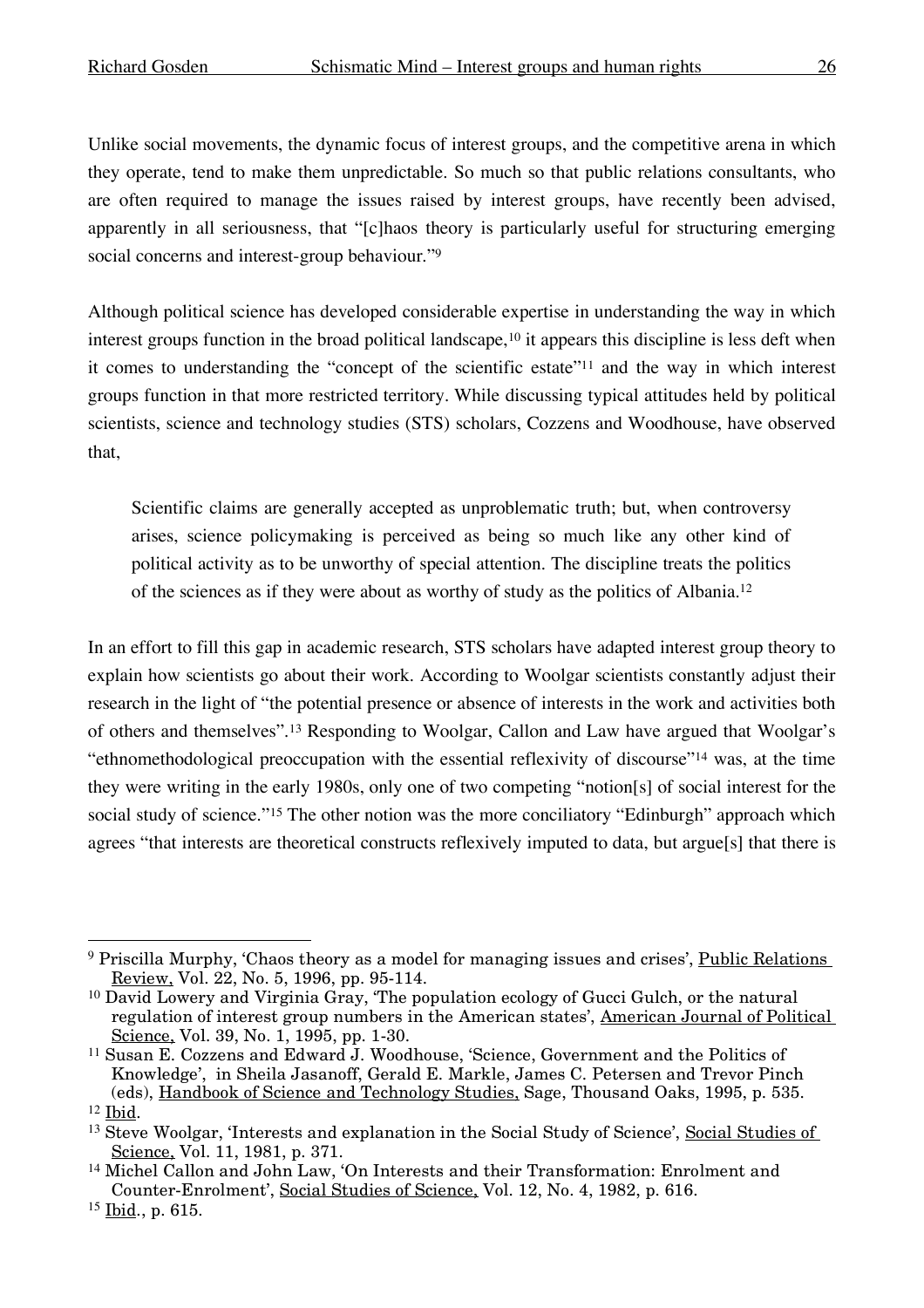Unlike social movements, the dynamic focus of interest groups, and the competitive arena in which they operate, tend to make them unpredictable. So much so that public relations consultants, who are often required to manage the issues raised by interest groups, have recently been advised, apparently in all seriousness, that "[c]haos theory is particularly useful for structuring emerging social concerns and interest-group behaviour."[9]

Although political science has developed considerable expertise in understanding the way in which interest groups function in the broad political landscape,[10] it appears this discipline is less deft when it comes to understanding the "concept of the scientific estate"[11] and the way in which interest groups function in that more restricted territory. While discussing typical attitudes held by political scientists, science and technology studies (STS) scholars, Cozzens and Woodhouse, have observed that,

> Scientific claims are generally accepted as unproblematic truth; but, when controversy arises, science policymaking is perceived as being so much like any other kind of political activity as to be unworthy of special attention. The discipline treats the politics of the sciences as if they were about as worthy of study as the politics of Albania.[12]

In an effort to fill this gap in academic research, STS scholars have adapted interest group theory to explain how scientists go about their work. According to Woolgar scientists constantly adjust their research in the light of "the potential presence or absence of interests in the work and activities both of others and themselves".[13] Responding to Woolgar, Callon and Law have argued that Woolgar's "ethnomethodological preoccupation with the essential reflexivity of discourse"[14] was, at the time they were writing in the early 1980s, only one of two competing "notion[s] of social interest for the social study of science."[15] The other notion was the more conciliatory "Edinburgh" approach which agrees "that interests are theoretical constructs reflexively imputed to data, but argue[s] that there is

---

[9] Priscilla Murphy, 'Chaos theory as a model for managing issues and crises', Public Relations Review, Vol. 22, No. 5, 1996, pp. 95-114.

[10] David Lowery and Virginia Gray, 'The population ecology of Gucci Gulch, or the natural regulation of interest group numbers in the American states', American Journal of Political Science, Vol. 39, No. 1, 1995, pp. 1-30.

[11] Susan E. Cozzens and Edward J. Woodhouse, 'Science, Government and the Politics of Knowledge', in Sheila Jasanoff, Gerald E. Markle, James C. Petersen and Trevor Pinch (eds), Handbook of Science and Technology Studies, Sage, Thousand Oaks, 1995, p. 535.

[12] Ibid.

[13] Steve Woolgar, 'Interests and explanation in the Social Study of Science', Social Studies of Science, Vol. 11, 1981, p. 371.

[14] Michel Callon and John Law, 'On Interests and their Transformation: Enrolment and Counter-Enrolment', Social Studies of Science, Vol. 12, No. 4, 1982, p. 616.

[15] Ibid., p. 615.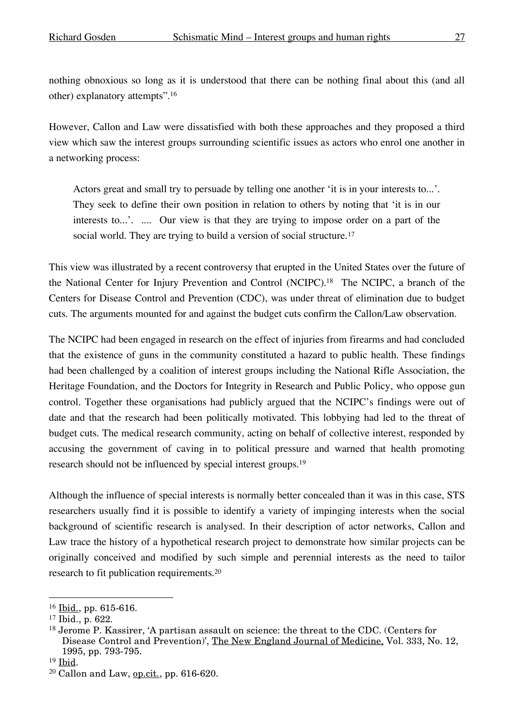nothing obnoxious so long as it is understood that there can be nothing final about this (and all other) explanatory attempts".[16]

However, Callon and Law were dissatisfied with both these approaches and they proposed a third view which saw the interest groups surrounding scientific issues as actors who enrol one another in a networking process:

> Actors great and small try to persuade by telling one another 'it is in your interests to...'. They seek to define their own position in relation to others by noting that 'it is in our interests to...'. .... Our view is that they are trying to impose order on a part of the social world. They are trying to build a version of social structure.[17]

This view was illustrated by a recent controversy that erupted in the United States over the future of the National Center for Injury Prevention and Control (NCIPC).[18] The NCIPC, a branch of the Centers for Disease Control and Prevention (CDC), was under threat of elimination due to budget cuts. The arguments mounted for and against the budget cuts confirm the Callon/Law observation.

The NCIPC had been engaged in research on the effect of injuries from firearms and had concluded that the existence of guns in the community constituted a hazard to public health. These findings had been challenged by a coalition of interest groups including the National Rifle Association, the Heritage Foundation, and the Doctors for Integrity in Research and Public Policy, who oppose gun control. Together these organisations had publicly argued that the NCIPC's findings were out of date and that the research had been politically motivated. This lobbying had led to the threat of budget cuts. The medical research community, acting on behalf of collective interest, responded by accusing the government of caving in to political pressure and warned that health promoting research should not be influenced by special interest groups.[19]

Although the influence of special interests is normally better concealed than it was in this case, STS researchers usually find it is possible to identify a variety of impinging interests when the social background of scientific research is analysed. In their description of actor networks, Callon and Law trace the history of a hypothetical research project to demonstrate how similar projects can be originally conceived and modified by such simple and perennial interests as the need to tailor research to fit publication requirements.[20]

---

[16] Ibid., pp. 615-616.

[17] Ibid., p. 622.

[18] Jerome P. Kassirer, 'A partisan assault on science: the threat to the CDC. (Centers for Disease Control and Prevention)', The New England Journal of Medicine, Vol. 333, No. 12, 1995, pp. 793-795.

[19] Ibid.

[20] Callon and Law, op.cit., pp. 616-620.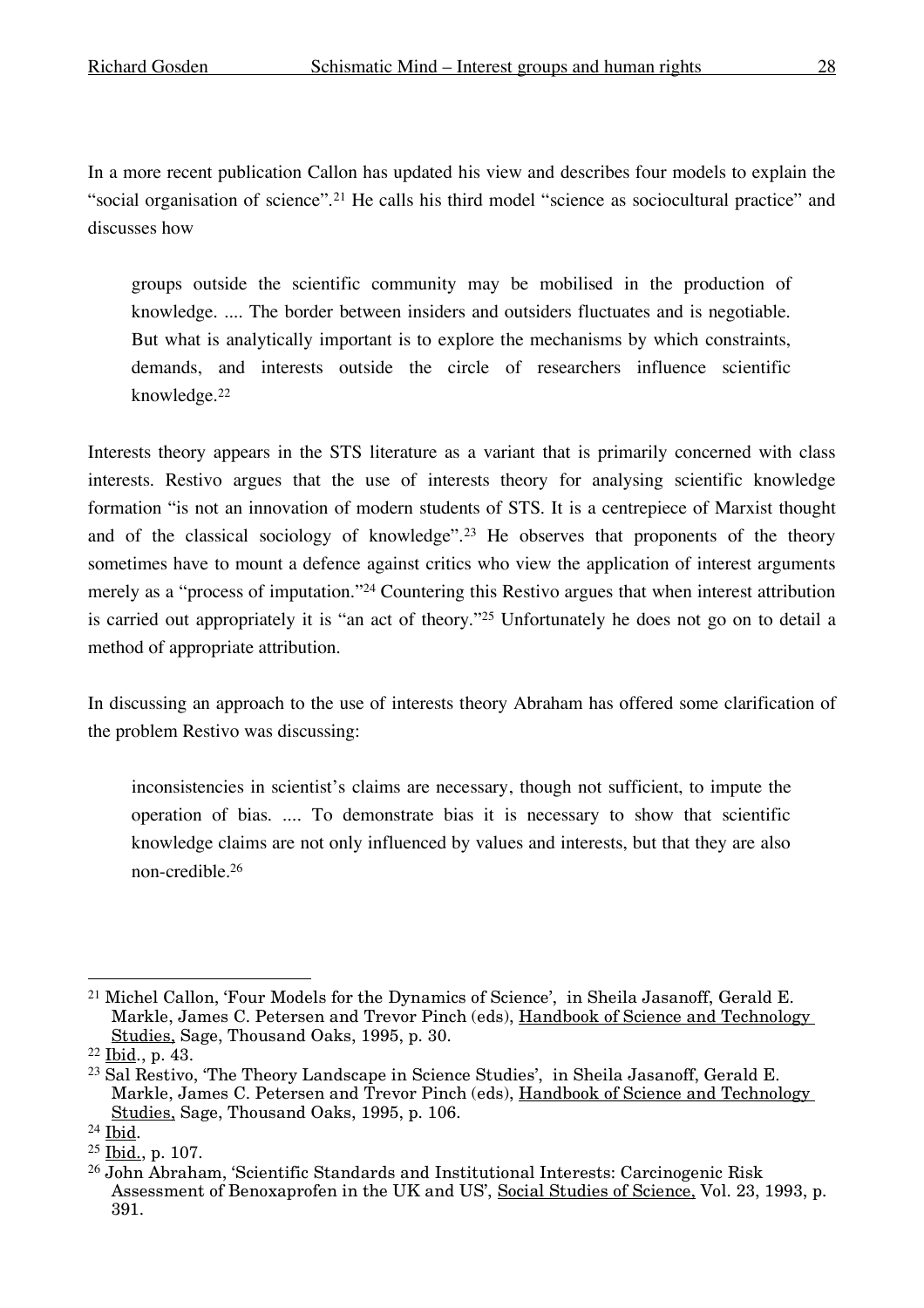In a more recent publication Callon has updated his view and describes four models to explain the "social organisation of science".[21] He calls his third model "science as sociocultural practice" and discusses how

> groups outside the scientific community may be mobilised in the production of knowledge. .... The border between insiders and outsiders fluctuates and is negotiable. But what is analytically important is to explore the mechanisms by which constraints, demands, and interests outside the circle of researchers influence scientific knowledge.[22]

Interests theory appears in the STS literature as a variant that is primarily concerned with class interests. Restivo argues that the use of interests theory for analysing scientific knowledge formation "is not an innovation of modern students of STS. It is a centrepiece of Marxist thought and of the classical sociology of knowledge".[23] He observes that proponents of the theory sometimes have to mount a defence against critics who view the application of interest arguments merely as a "process of imputation."[24] Countering this Restivo argues that when interest attribution is carried out appropriately it is "an act of theory."[25] Unfortunately he does not go on to detail a method of appropriate attribution.

In discussing an approach to the use of interests theory Abraham has offered some clarification of the problem Restivo was discussing:

> inconsistencies in scientist's claims are necessary, though not sufficient, to impute the operation of bias. .... To demonstrate bias it is necessary to show that scientific knowledge claims are not only influenced by values and interests, but that they are also non-credible.[26]

---

[21] Michel Callon, 'Four Models for the Dynamics of Science', in Sheila Jasanoff, Gerald E. Markle, James C. Petersen and Trevor Pinch (eds), Handbook of Science and Technology Studies, Sage, Thousand Oaks, 1995, p. 30.

[22] Ibid., p. 43.

[23] Sal Restivo, 'The Theory Landscape in Science Studies', in Sheila Jasanoff, Gerald E. Markle, James C. Petersen and Trevor Pinch (eds), Handbook of Science and Technology Studies, Sage, Thousand Oaks, 1995, p. 106.

[24] Ibid.

[25] Ibid., p. 107.

[26] John Abraham, 'Scientific Standards and Institutional Interests: Carcinogenic Risk Assessment of Benoxaprofen in the UK and US', Social Studies of Science, Vol. 23, 1993, p. 391.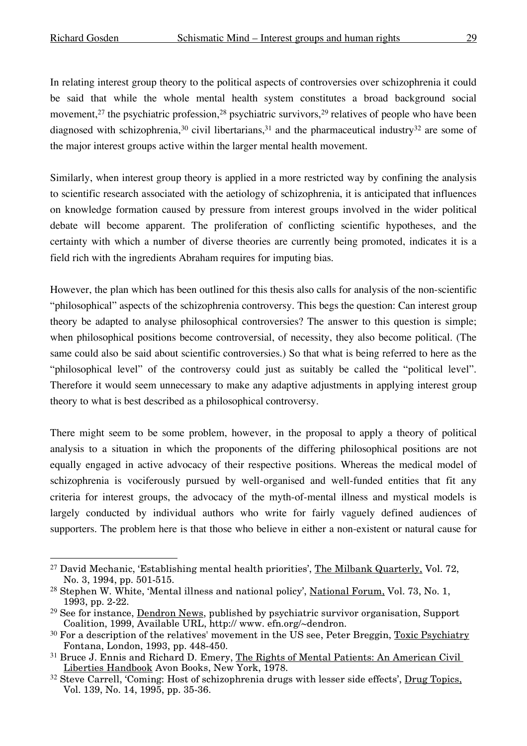In relating interest group theory to the political aspects of controversies over schizophrenia it could be said that while the whole mental health system constitutes a broad background social movement,[27] the psychiatric profession,[28] psychiatric survivors,[29] relatives of people who have been diagnosed with schizophrenia,[30] civil libertarians,[31] and the pharmaceutical industry[32] are some of the major interest groups active within the larger mental health movement.

Similarly, when interest group theory is applied in a more restricted way by confining the analysis to scientific research associated with the aetiology of schizophrenia, it is anticipated that influences on knowledge formation caused by pressure from interest groups involved in the wider political debate will become apparent. The proliferation of conflicting scientific hypotheses, and the certainty with which a number of diverse theories are currently being promoted, indicates it is a field rich with the ingredients Abraham requires for imputing bias.

However, the plan which has been outlined for this thesis also calls for analysis of the non-scientific "philosophical" aspects of the schizophrenia controversy. This begs the question: Can interest group theory be adapted to analyse philosophical controversies? The answer to this question is simple; when philosophical positions become controversial, of necessity, they also become political. (The same could also be said about scientific controversies.) So that what is being referred to here as the "philosophical level" of the controversy could just as suitably be called the "political level". Therefore it would seem unnecessary to make any adaptive adjustments in applying interest group theory to what is best described as a philosophical controversy.

There might seem to be some problem, however, in the proposal to apply a theory of political analysis to a situation in which the proponents of the differing philosophical positions are not equally engaged in active advocacy of their respective positions. Whereas the medical model of schizophrenia is vociferously pursued by well-organised and well-funded entities that fit any criteria for interest groups, the advocacy of the myth-of-mental illness and mystical models is largely conducted by individual authors who write for fairly vaguely defined audiences of supporters. The problem here is that those who believe in either a non-existent or natural cause for

---

[27] David Mechanic, 'Establishing mental health priorities', The Milbank Quarterly, Vol. 72, No. 3, 1994, pp. 501-515.

[28] Stephen W. White, 'Mental illness and national policy', National Forum, Vol. 73, No. 1, 1993, pp. 2-22.

[29] See for instance, Dendron News, published by psychiatric survivor organisation, Support Coalition, 1999, Available URL, http:// www. efn.org/~dendron.

[30] For a description of the relatives' movement in the US see, Peter Breggin, Toxic Psychiatry Fontana, London, 1993, pp. 448-450.

[31] Bruce J. Ennis and Richard D. Emery, The Rights of Mental Patients: An American Civil Liberties Handbook Avon Books, New York, 1978.

[32] Steve Carrell, 'Coming: Host of schizophrenia drugs with lesser side effects', Drug Topics, Vol. 139, No. 14, 1995, pp. 35-36.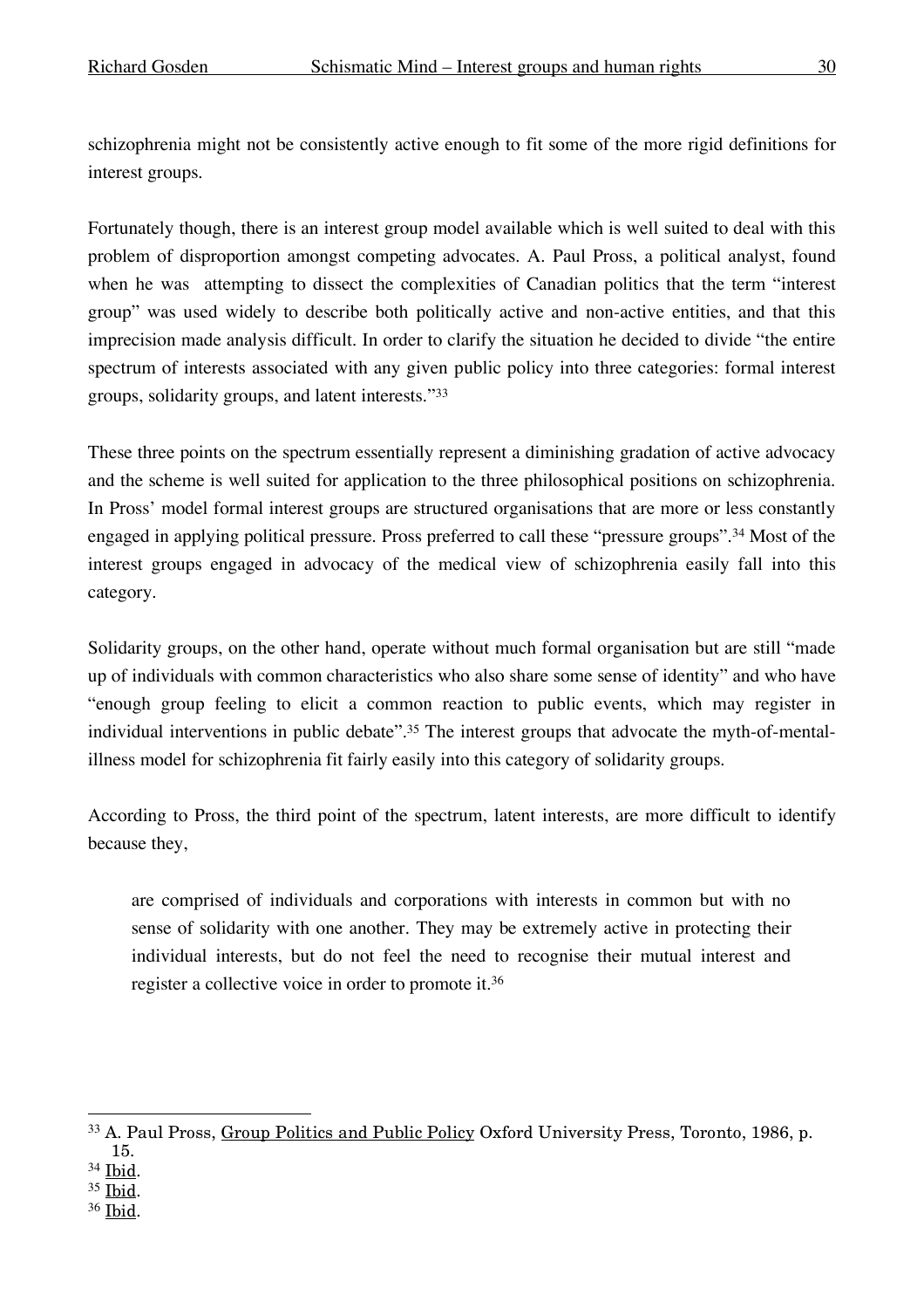schizophrenia might not be consistently active enough to fit some of the more rigid definitions for interest groups.

Fortunately though, there is an interest group model available which is well suited to deal with this problem of disproportion amongst competing advocates. A. Paul Pross, a political analyst, found when he was attempting to dissect the complexities of Canadian politics that the term "interest group" was used widely to describe both politically active and non-active entities, and that this imprecision made analysis difficult. In order to clarify the situation he decided to divide "the entire spectrum of interests associated with any given public policy into three categories: formal interest groups, solidarity groups, and latent interests."[33]

These three points on the spectrum essentially represent a diminishing gradation of active advocacy and the scheme is well suited for application to the three philosophical positions on schizophrenia. In Pross' model formal interest groups are structured organisations that are more or less constantly engaged in applying political pressure. Pross preferred to call these "pressure groups".[34] Most of the interest groups engaged in advocacy of the medical view of schizophrenia easily fall into this category.

Solidarity groups, on the other hand, operate without much formal organisation but are still "made up of individuals with common characteristics who also share some sense of identity" and who have "enough group feeling to elicit a common reaction to public events, which may register in individual interventions in public debate".[35] The interest groups that advocate the myth-of-mental-illness model for schizophrenia fit fairly easily into this category of solidarity groups.

According to Pross, the third point of the spectrum, latent interests, are more difficult to identify because they,

> are comprised of individuals and corporations with interests in common but with no sense of solidarity with one another. They may be extremely active in protecting their individual interests, but do not feel the need to recognise their mutual interest and register a collective voice in order to promote it.[36]

---

[33] A. Paul Pross, Group Politics and Public Policy Oxford University Press, Toronto, 1986, p. 15.

[34] Ibid.

[35] Ibid.

[36] Ibid.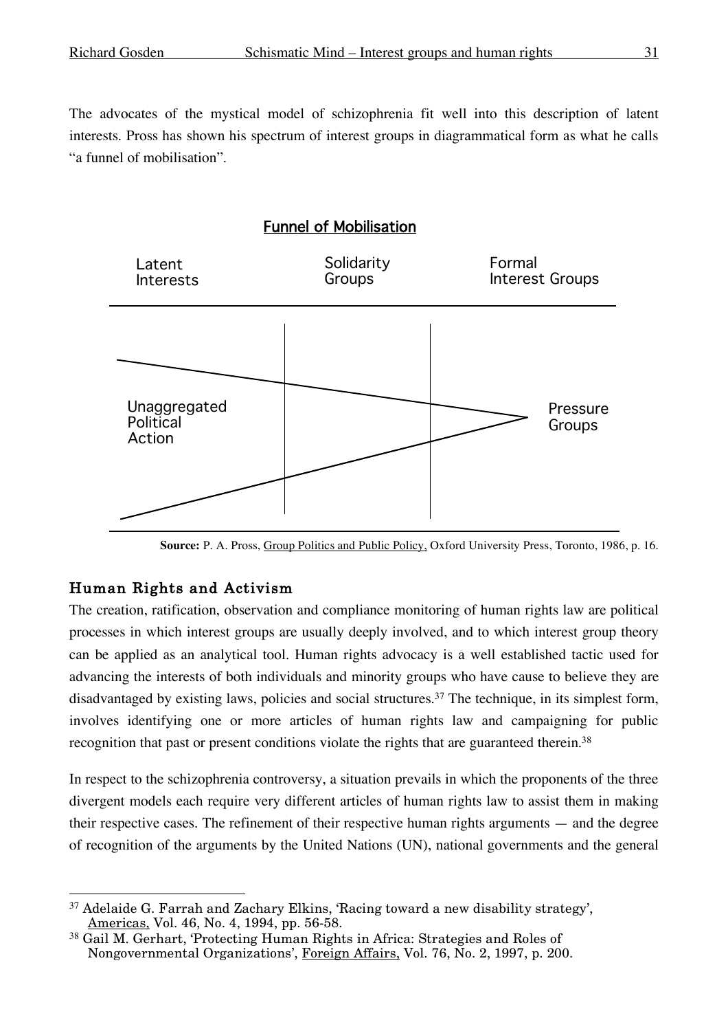The advocates of the mystical model of schizophrenia fit well into this description of latent interests. Pross has shown his spectrum of interest groups in diagrammatical form as what he calls "a funnel of mobilisation".

**Funnel of Mobilisation**

Latent Interests — Solidarity Groups — Formal Interest Groups

Unaggregated Political Action — Pressure Groups

**Source:** P. A. Pross, Group Politics and Public Policy, Oxford University Press, Toronto, 1986, p. 16.

## Human Rights and Activism

The creation, ratification, observation and compliance monitoring of human rights law are political processes in which interest groups are usually deeply involved, and to which interest group theory can be applied as an analytical tool. Human rights advocacy is a well established tactic used for advancing the interests of both individuals and minority groups who have cause to believe they are disadvantaged by existing laws, policies and social structures.[37] The technique, in its simplest form, involves identifying one or more articles of human rights law and campaigning for public recognition that past or present conditions violate the rights that are guaranteed therein.[38]

In respect to the schizophrenia controversy, a situation prevails in which the proponents of the three divergent models each require very different articles of human rights law to assist them in making their respective cases. The refinement of their respective human rights arguments — and the degree of recognition of the arguments by the United Nations (UN), national governments and the general

---

[37] Adelaide G. Farrah and Zachary Elkins, 'Racing toward a new disability strategy', Americas, Vol. 46, No. 4, 1994, pp. 56-58.

[38] Gail M. Gerhart, 'Protecting Human Rights in Africa: Strategies and Roles of Nongovernmental Organizations', Foreign Affairs, Vol. 76, No. 2, 1997, p. 200.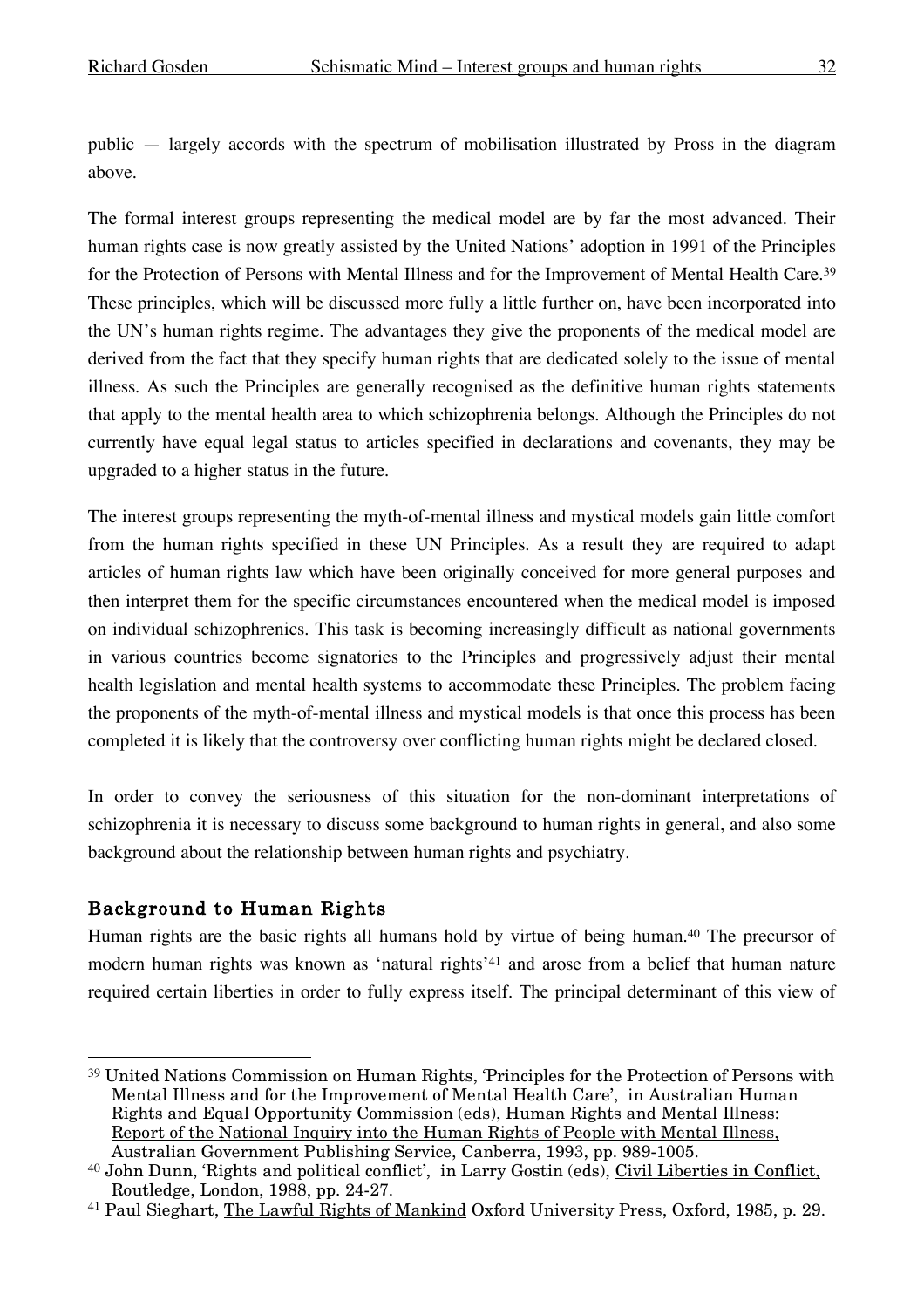public — largely accords with the spectrum of mobilisation illustrated by Pross in the diagram above.

The formal interest groups representing the medical model are by far the most advanced. Their human rights case is now greatly assisted by the United Nations' adoption in 1991 of the Principles for the Protection of Persons with Mental Illness and for the Improvement of Mental Health Care.[39] These principles, which will be discussed more fully a little further on, have been incorporated into the UN's human rights regime. The advantages they give the proponents of the medical model are derived from the fact that they specify human rights that are dedicated solely to the issue of mental illness. As such the Principles are generally recognised as the definitive human rights statements that apply to the mental health area to which schizophrenia belongs. Although the Principles do not currently have equal legal status to articles specified in declarations and covenants, they may be upgraded to a higher status in the future.

The interest groups representing the myth-of-mental illness and mystical models gain little comfort from the human rights specified in these UN Principles. As a result they are required to adapt articles of human rights law which have been originally conceived for more general purposes and then interpret them for the specific circumstances encountered when the medical model is imposed on individual schizophrenics. This task is becoming increasingly difficult as national governments in various countries become signatories to the Principles and progressively adjust their mental health legislation and mental health systems to accommodate these Principles. The problem facing the proponents of the myth-of-mental illness and mystical models is that once this process has been completed it is likely that the controversy over conflicting human rights might be declared closed.

In order to convey the seriousness of this situation for the non-dominant interpretations of schizophrenia it is necessary to discuss some background to human rights in general, and also some background about the relationship between human rights and psychiatry.

## Background to Human Rights

Human rights are the basic rights all humans hold by virtue of being human.[40] The precursor of modern human rights was known as 'natural rights'[41] and arose from a belief that human nature required certain liberties in order to fully express itself. The principal determinant of this view of

---

[39] United Nations Commission on Human Rights, 'Principles for the Protection of Persons with Mental Illness and for the Improvement of Mental Health Care', in Australian Human Rights and Equal Opportunity Commission (eds), Human Rights and Mental Illness: Report of the National Inquiry into the Human Rights of People with Mental Illness, Australian Government Publishing Service, Canberra, 1993, pp. 989-1005.

[40] John Dunn, 'Rights and political conflict', in Larry Gostin (eds), Civil Liberties in Conflict, Routledge, London, 1988, pp. 24-27.

[41] Paul Sieghart, The Lawful Rights of Mankind Oxford University Press, Oxford, 1985, p. 29.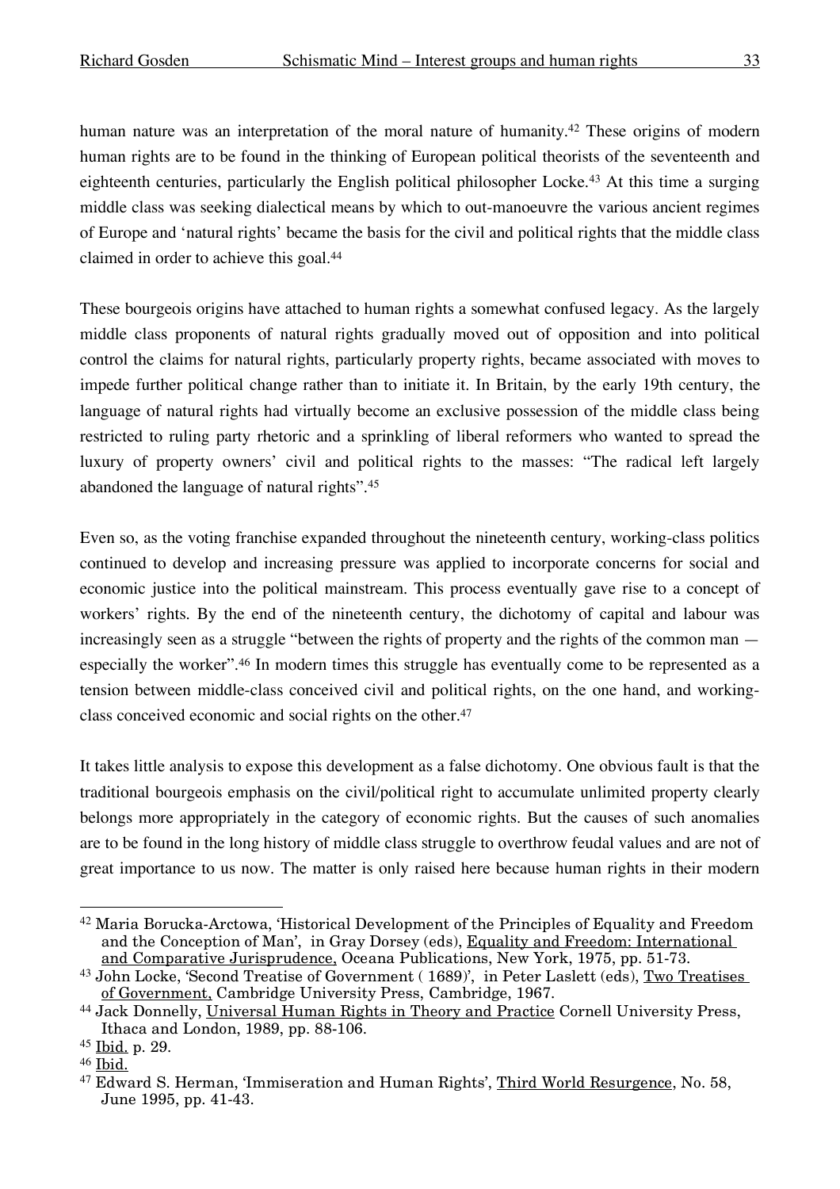human nature was an interpretation of the moral nature of humanity.[42] These origins of modern human rights are to be found in the thinking of European political theorists of the seventeenth and eighteenth centuries, particularly the English political philosopher Locke.[43] At this time a surging middle class was seeking dialectical means by which to out-manoeuvre the various ancient regimes of Europe and 'natural rights' became the basis for the civil and political rights that the middle class claimed in order to achieve this goal.[44]

These bourgeois origins have attached to human rights a somewhat confused legacy. As the largely middle class proponents of natural rights gradually moved out of opposition and into political control the claims for natural rights, particularly property rights, became associated with moves to impede further political change rather than to initiate it. In Britain, by the early 19th century, the language of natural rights had virtually become an exclusive possession of the middle class being restricted to ruling party rhetoric and a sprinkling of liberal reformers who wanted to spread the luxury of property owners' civil and political rights to the masses: "The radical left largely abandoned the language of natural rights".[45]

Even so, as the voting franchise expanded throughout the nineteenth century, working-class politics continued to develop and increasing pressure was applied to incorporate concerns for social and economic justice into the political mainstream. This process eventually gave rise to a concept of workers' rights. By the end of the nineteenth century, the dichotomy of capital and labour was increasingly seen as a struggle "between the rights of property and the rights of the common man — especially the worker".[46] In modern times this struggle has eventually come to be represented as a tension between middle-class conceived civil and political rights, on the one hand, and working-class conceived economic and social rights on the other.[47]

It takes little analysis to expose this development as a false dichotomy. One obvious fault is that the traditional bourgeois emphasis on the civil/political right to accumulate unlimited property clearly belongs more appropriately in the category of economic rights. But the causes of such anomalies are to be found in the long history of middle class struggle to overthrow feudal values and are not of great importance to us now. The matter is only raised here because human rights in their modern

---

[42] Maria Borucka-Arctowa, 'Historical Development of the Principles of Equality and Freedom and the Conception of Man', in Gray Dorsey (eds), Equality and Freedom: International and Comparative Jurisprudence, Oceana Publications, New York, 1975, pp. 51-73.

[43] John Locke, 'Second Treatise of Government ( 1689)', in Peter Laslett (eds), Two Treatises of Government, Cambridge University Press, Cambridge, 1967.

[44] Jack Donnelly, Universal Human Rights in Theory and Practice Cornell University Press, Ithaca and London, 1989, pp. 88-106.

[45] Ibid. p. 29.

[46] Ibid.

[47] Edward S. Herman, 'Immiseration and Human Rights', Third World Resurgence, No. 58, June 1995, pp. 41-43.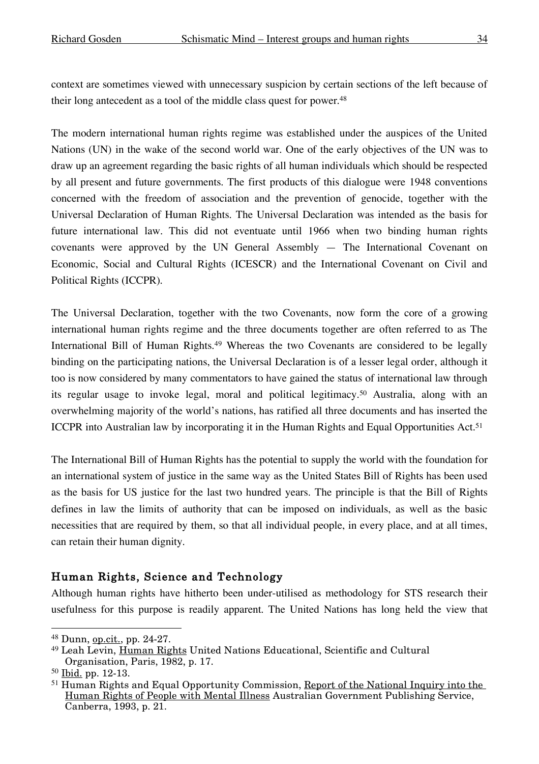context are sometimes viewed with unnecessary suspicion by certain sections of the left because of their long antecedent as a tool of the middle class quest for power.[48]

The modern international human rights regime was established under the auspices of the United Nations (UN) in the wake of the second world war. One of the early objectives of the UN was to draw up an agreement regarding the basic rights of all human individuals which should be respected by all present and future governments. The first products of this dialogue were 1948 conventions concerned with the freedom of association and the prevention of genocide, together with the Universal Declaration of Human Rights. The Universal Declaration was intended as the basis for future international law. This did not eventuate until 1966 when two binding human rights covenants were approved by the UN General Assembly — The International Covenant on Economic, Social and Cultural Rights (ICESCR) and the International Covenant on Civil and Political Rights (ICCPR).

The Universal Declaration, together with the two Covenants, now form the core of a growing international human rights regime and the three documents together are often referred to as The International Bill of Human Rights.[49] Whereas the two Covenants are considered to be legally binding on the participating nations, the Universal Declaration is of a lesser legal order, although it too is now considered by many commentators to have gained the status of international law through its regular usage to invoke legal, moral and political legitimacy.[50] Australia, along with an overwhelming majority of the world's nations, has ratified all three documents and has inserted the ICCPR into Australian law by incorporating it in the Human Rights and Equal Opportunities Act.[51]

The International Bill of Human Rights has the potential to supply the world with the foundation for an international system of justice in the same way as the United States Bill of Rights has been used as the basis for US justice for the last two hundred years. The principle is that the Bill of Rights defines in law the limits of authority that can be imposed on individuals, as well as the basic necessities that are required by them, so that all individual people, in every place, and at all times, can retain their human dignity.

## Human Rights, Science and Technology

Although human rights have hitherto been under-utilised as methodology for STS research their usefulness for this purpose is readily apparent. The United Nations has long held the view that

---

[48] Dunn, op.cit., pp. 24-27.

[49] Leah Levin, Human Rights United Nations Educational, Scientific and Cultural Organisation, Paris, 1982, p. 17.

[50] Ibid. pp. 12-13.

[51] Human Rights and Equal Opportunity Commission, Report of the National Inquiry into the Human Rights of People with Mental Illness Australian Government Publishing Service, Canberra, 1993, p. 21.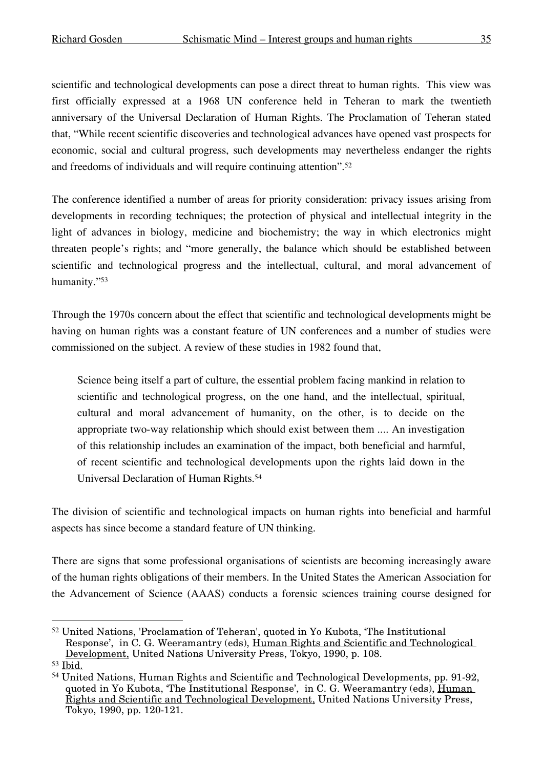scientific and technological developments can pose a direct threat to human rights. This view was first officially expressed at a 1968 UN conference held in Teheran to mark the twentieth anniversary of the Universal Declaration of Human Rights. The Proclamation of Teheran stated that, "While recent scientific discoveries and technological advances have opened vast prospects for economic, social and cultural progress, such developments may nevertheless endanger the rights and freedoms of individuals and will require continuing attention".[52]

The conference identified a number of areas for priority consideration: privacy issues arising from developments in recording techniques; the protection of physical and intellectual integrity in the light of advances in biology, medicine and biochemistry; the way in which electronics might threaten people's rights; and "more generally, the balance which should be established between scientific and technological progress and the intellectual, cultural, and moral advancement of humanity."[53]

Through the 1970s concern about the effect that scientific and technological developments might be having on human rights was a constant feature of UN conferences and a number of studies were commissioned on the subject. A review of these studies in 1982 found that,

> Science being itself a part of culture, the essential problem facing mankind in relation to scientific and technological progress, on the one hand, and the intellectual, spiritual, cultural and moral advancement of humanity, on the other, is to decide on the appropriate two-way relationship which should exist between them .... An investigation of this relationship includes an examination of the impact, both beneficial and harmful, of recent scientific and technological developments upon the rights laid down in the Universal Declaration of Human Rights.[54]

The division of scientific and technological impacts on human rights into beneficial and harmful aspects has since become a standard feature of UN thinking.

There are signs that some professional organisations of scientists are becoming increasingly aware of the human rights obligations of their members. In the United States the American Association for the Advancement of Science (AAAS) conducts a forensic sciences training course designed for

---

[52] United Nations, 'Proclamation of Teheran', quoted in Yo Kubota, 'The Institutional Response', in C. G. Weeramantry (eds), Human Rights and Scientific and Technological Development, United Nations University Press, Tokyo, 1990, p. 108.

[53] Ibid.

[54] United Nations, Human Rights and Scientific and Technological Developments, pp. 91-92, quoted in Yo Kubota, 'The Institutional Response', in C. G. Weeramantry (eds), Human Rights and Scientific and Technological Development, United Nations University Press, Tokyo, 1990, pp. 120-121.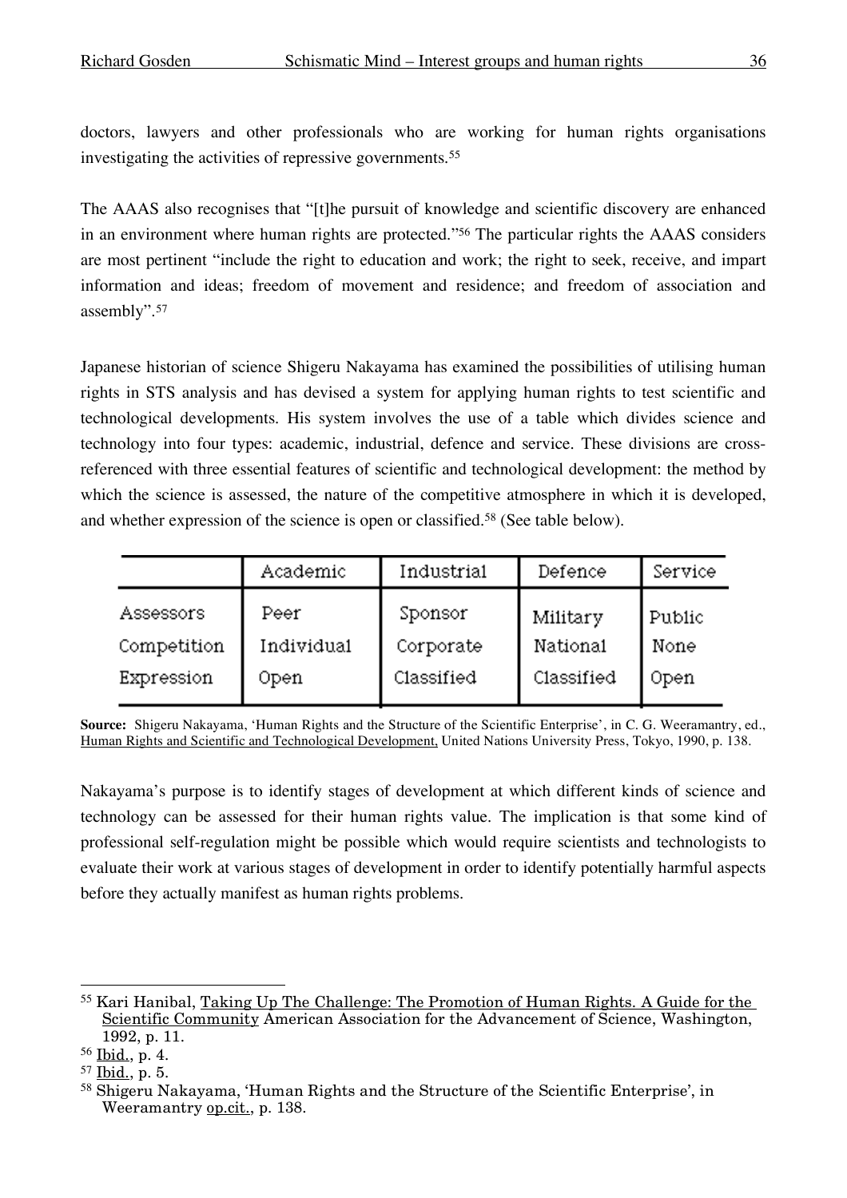doctors, lawyers and other professionals who are working for human rights organisations investigating the activities of repressive governments.[55]

The AAAS also recognises that "[t]he pursuit of knowledge and scientific discovery are enhanced in an environment where human rights are protected."[56] The particular rights the AAAS considers are most pertinent "include the right to education and work; the right to seek, receive, and impart information and ideas; freedom of movement and residence; and freedom of association and assembly".[57]

Japanese historian of science Shigeru Nakayama has examined the possibilities of utilising human rights in STS analysis and has devised a system for applying human rights to test scientific and technological developments. His system involves the use of a table which divides science and technology into four types: academic, industrial, defence and service. These divisions are cross-referenced with three essential features of scientific and technological development: the method by which the science is assessed, the nature of the competitive atmosphere in which it is developed, and whether expression of the science is open or classified.[58] (See table below).

| | Academic | Industrial | Defence | Service |
|---|---|---|---|---|
| Assessors | Peer | Sponsor | Military | Public |
| Competition | Individual | Corporate | National | None |
| Expression | Open | Classified | Classified | Open |

**Source:** Shigeru Nakayama, 'Human Rights and the Structure of the Scientific Enterprise', in C. G. Weeramantry, ed., Human Rights and Scientific and Technological Development, United Nations University Press, Tokyo, 1990, p. 138.

Nakayama's purpose is to identify stages of development at which different kinds of science and technology can be assessed for their human rights value. The implication is that some kind of professional self-regulation might be possible which would require scientists and technologists to evaluate their work at various stages of development in order to identify potentially harmful aspects before they actually manifest as human rights problems.

---

[55] Kari Hanibal, Taking Up The Challenge: The Promotion of Human Rights. A Guide for the Scientific Community American Association for the Advancement of Science, Washington, 1992, p. 11.

[56] Ibid., p. 4.

[57] Ibid., p. 5.

[58] Shigeru Nakayama, 'Human Rights and the Structure of the Scientific Enterprise', in Weeramantry op.cit., p. 138.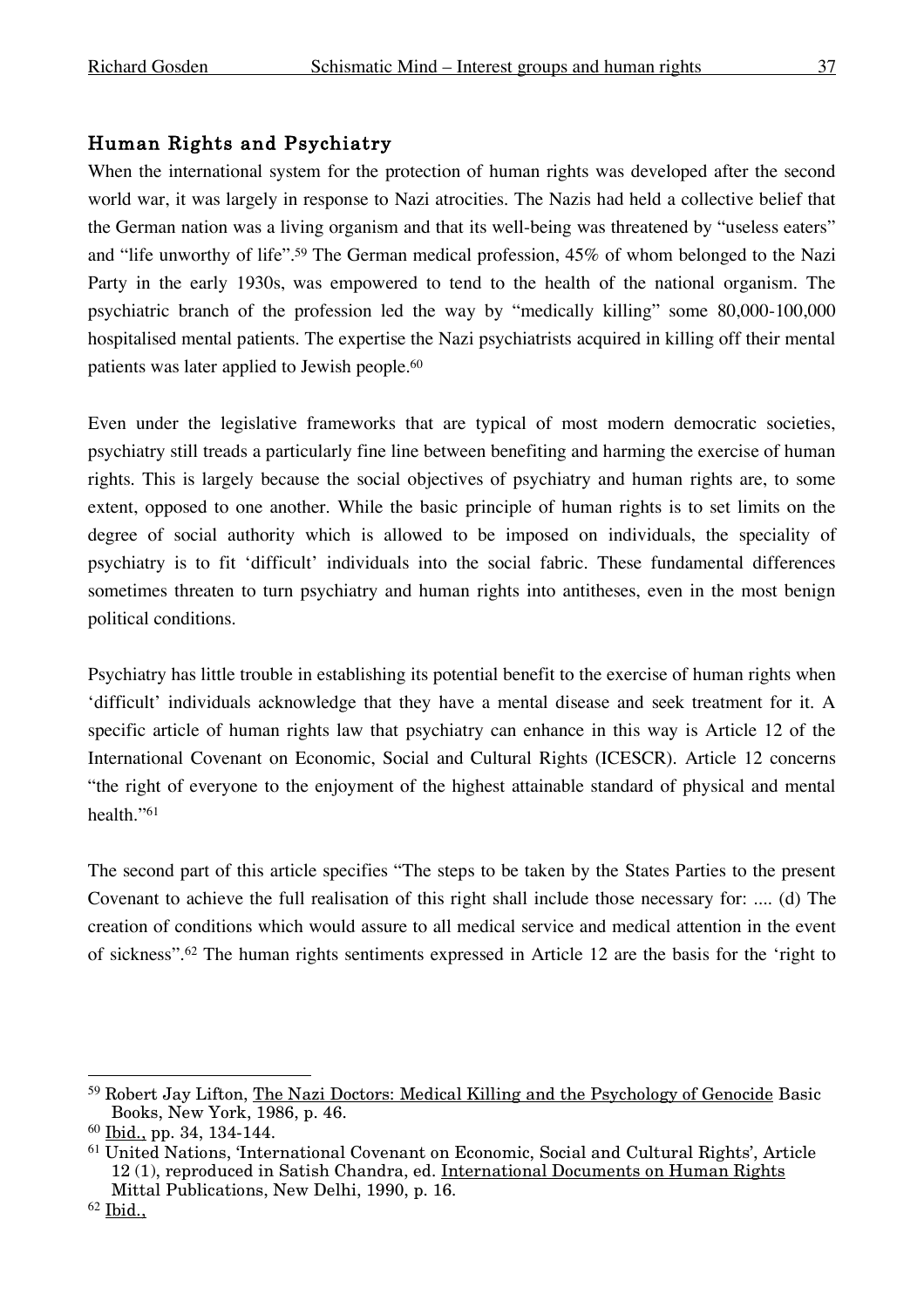## Human Rights and Psychiatry

When the international system for the protection of human rights was developed after the second world war, it was largely in response to Nazi atrocities. The Nazis had held a collective belief that the German nation was a living organism and that its well-being was threatened by "useless eaters" and "life unworthy of life".[59] The German medical profession, 45% of whom belonged to the Nazi Party in the early 1930s, was empowered to tend to the health of the national organism. The psychiatric branch of the profession led the way by "medically killing" some 80,000-100,000 hospitalised mental patients. The expertise the Nazi psychiatrists acquired in killing off their mental patients was later applied to Jewish people.[60]

Even under the legislative frameworks that are typical of most modern democratic societies, psychiatry still treads a particularly fine line between benefiting and harming the exercise of human rights. This is largely because the social objectives of psychiatry and human rights are, to some extent, opposed to one another. While the basic principle of human rights is to set limits on the degree of social authority which is allowed to be imposed on individuals, the speciality of psychiatry is to fit 'difficult' individuals into the social fabric. These fundamental differences sometimes threaten to turn psychiatry and human rights into antitheses, even in the most benign political conditions.

Psychiatry has little trouble in establishing its potential benefit to the exercise of human rights when 'difficult' individuals acknowledge that they have a mental disease and seek treatment for it. A specific article of human rights law that psychiatry can enhance in this way is Article 12 of the International Covenant on Economic, Social and Cultural Rights (ICESCR). Article 12 concerns "the right of everyone to the enjoyment of the highest attainable standard of physical and mental health."[61]

The second part of this article specifies "The steps to be taken by the States Parties to the present Covenant to achieve the full realisation of this right shall include those necessary for: .... (d) The creation of conditions which would assure to all medical service and medical attention in the event of sickness".[62] The human rights sentiments expressed in Article 12 are the basis for the 'right to

---

[59] Robert Jay Lifton, The Nazi Doctors: Medical Killing and the Psychology of Genocide Basic Books, New York, 1986, p. 46.

[60] Ibid., pp. 34, 134-144.

[61] United Nations, 'International Covenant on Economic, Social and Cultural Rights', Article 12 (1), reproduced in Satish Chandra, ed. International Documents on Human Rights Mittal Publications, New Delhi, 1990, p. 16.

[62] Ibid.,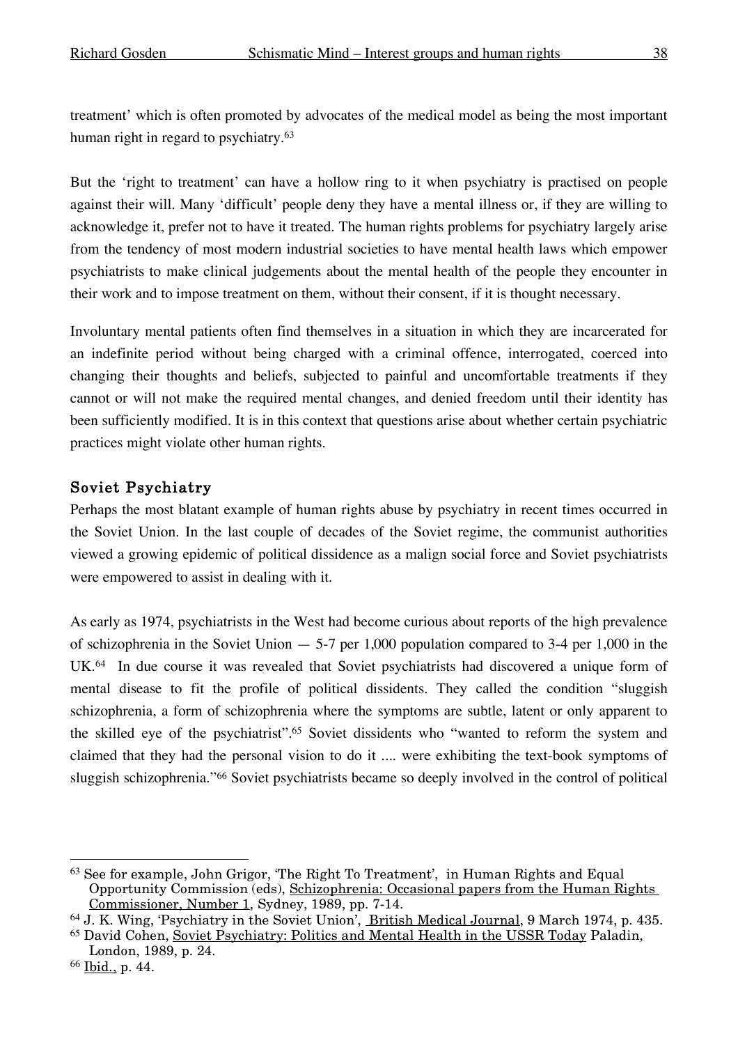treatment' which is often promoted by advocates of the medical model as being the most important human right in regard to psychiatry.[63]

But the 'right to treatment' can have a hollow ring to it when psychiatry is practised on people against their will. Many 'difficult' people deny they have a mental illness or, if they are willing to acknowledge it, prefer not to have it treated. The human rights problems for psychiatry largely arise from the tendency of most modern industrial societies to have mental health laws which empower psychiatrists to make clinical judgements about the mental health of the people they encounter in their work and to impose treatment on them, without their consent, if it is thought necessary.

Involuntary mental patients often find themselves in a situation in which they are incarcerated for an indefinite period without being charged with a criminal offence, interrogated, coerced into changing their thoughts and beliefs, subjected to painful and uncomfortable treatments if they cannot or will not make the required mental changes, and denied freedom until their identity has been sufficiently modified. It is in this context that questions arise about whether certain psychiatric practices might violate other human rights.

## Soviet Psychiatry

Perhaps the most blatant example of human rights abuse by psychiatry in recent times occurred in the Soviet Union. In the last couple of decades of the Soviet regime, the communist authorities viewed a growing epidemic of political dissidence as a malign social force and Soviet psychiatrists were empowered to assist in dealing with it.

As early as 1974, psychiatrists in the West had become curious about reports of the high prevalence of schizophrenia in the Soviet Union — 5-7 per 1,000 population compared to 3-4 per 1,000 in the UK.[64] In due course it was revealed that Soviet psychiatrists had discovered a unique form of mental disease to fit the profile of political dissidents. They called the condition "sluggish schizophrenia, a form of schizophrenia where the symptoms are subtle, latent or only apparent to the skilled eye of the psychiatrist".[65] Soviet dissidents who "wanted to reform the system and claimed that they had the personal vision to do it .... were exhibiting the text-book symptoms of sluggish schizophrenia."[66] Soviet psychiatrists became so deeply involved in the control of political

---

[63] See for example, John Grigor, 'The Right To Treatment', in Human Rights and Equal Opportunity Commission (eds), Schizophrenia: Occasional papers from the Human Rights Commissioner, Number 1, Sydney, 1989, pp. 7-14.

[64] J. K. Wing, 'Psychiatry in the Soviet Union', British Medical Journal, 9 March 1974, p. 435.

[65] David Cohen, Soviet Psychiatry: Politics and Mental Health in the USSR Today Paladin, London, 1989, p. 24.

[66] Ibid., p. 44.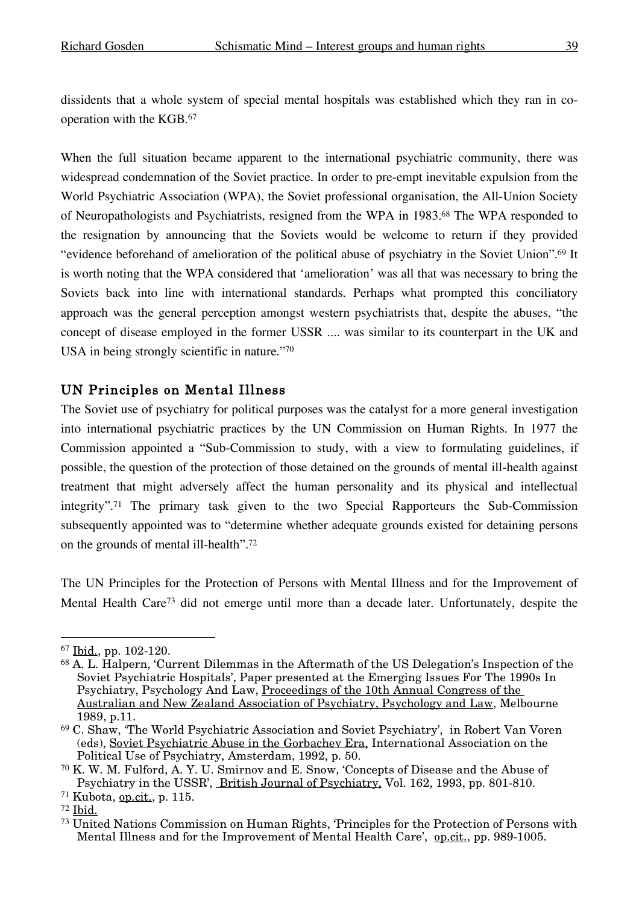dissidents that a whole system of special mental hospitals was established which they ran in co-operation with the KGB.[67]

When the full situation became apparent to the international psychiatric community, there was widespread condemnation of the Soviet practice. In order to pre-empt inevitable expulsion from the World Psychiatric Association (WPA), the Soviet professional organisation, the All-Union Society of Neuropathologists and Psychiatrists, resigned from the WPA in 1983.[68] The WPA responded to the resignation by announcing that the Soviets would be welcome to return if they provided "evidence beforehand of amelioration of the political abuse of psychiatry in the Soviet Union".[69] It is worth noting that the WPA considered that 'amelioration' was all that was necessary to bring the Soviets back into line with international standards. Perhaps what prompted this conciliatory approach was the general perception amongst western psychiatrists that, despite the abuses, "the concept of disease employed in the former USSR .... was similar to its counterpart in the UK and USA in being strongly scientific in nature."[70]

## UN Principles on Mental Illness

The Soviet use of psychiatry for political purposes was the catalyst for a more general investigation into international psychiatric practices by the UN Commission on Human Rights. In 1977 the Commission appointed a "Sub-Commission to study, with a view to formulating guidelines, if possible, the question of the protection of those detained on the grounds of mental ill-health against treatment that might adversely affect the human personality and its physical and intellectual integrity".[71] The primary task given to the two Special Rapporteurs the Sub-Commission subsequently appointed was to "determine whether adequate grounds existed for detaining persons on the grounds of mental ill-health".[72]

The UN Principles for the Protection of Persons with Mental Illness and for the Improvement of Mental Health Care[73] did not emerge until more than a decade later. Unfortunately, despite the

---

[67] Ibid., pp. 102-120.

[68] A. L. Halpern, 'Current Dilemmas in the Aftermath of the US Delegation's Inspection of the Soviet Psychiatric Hospitals', Paper presented at the Emerging Issues For The 1990s In Psychiatry, Psychology And Law, Proceedings of the 10th Annual Congress of the Australian and New Zealand Association of Psychiatry, Psychology and Law, Melbourne 1989, p.11.

[69] C. Shaw, 'The World Psychiatric Association and Soviet Psychiatry', in Robert Van Voren (eds), Soviet Psychiatric Abuse in the Gorbachev Era, International Association on the Political Use of Psychiatry, Amsterdam, 1992, p. 50.

[70] K. W. M. Fulford, A. Y. U. Smirnov and E. Snow, 'Concepts of Disease and the Abuse of Psychiatry in the USSR', British Journal of Psychiatry, Vol. 162, 1993, pp. 801-810.

[71] Kubota, op.cit., p. 115.

[72] Ibid.

[73] United Nations Commission on Human Rights, 'Principles for the Protection of Persons with Mental Illness and for the Improvement of Mental Health Care', op.cit., pp. 989-1005.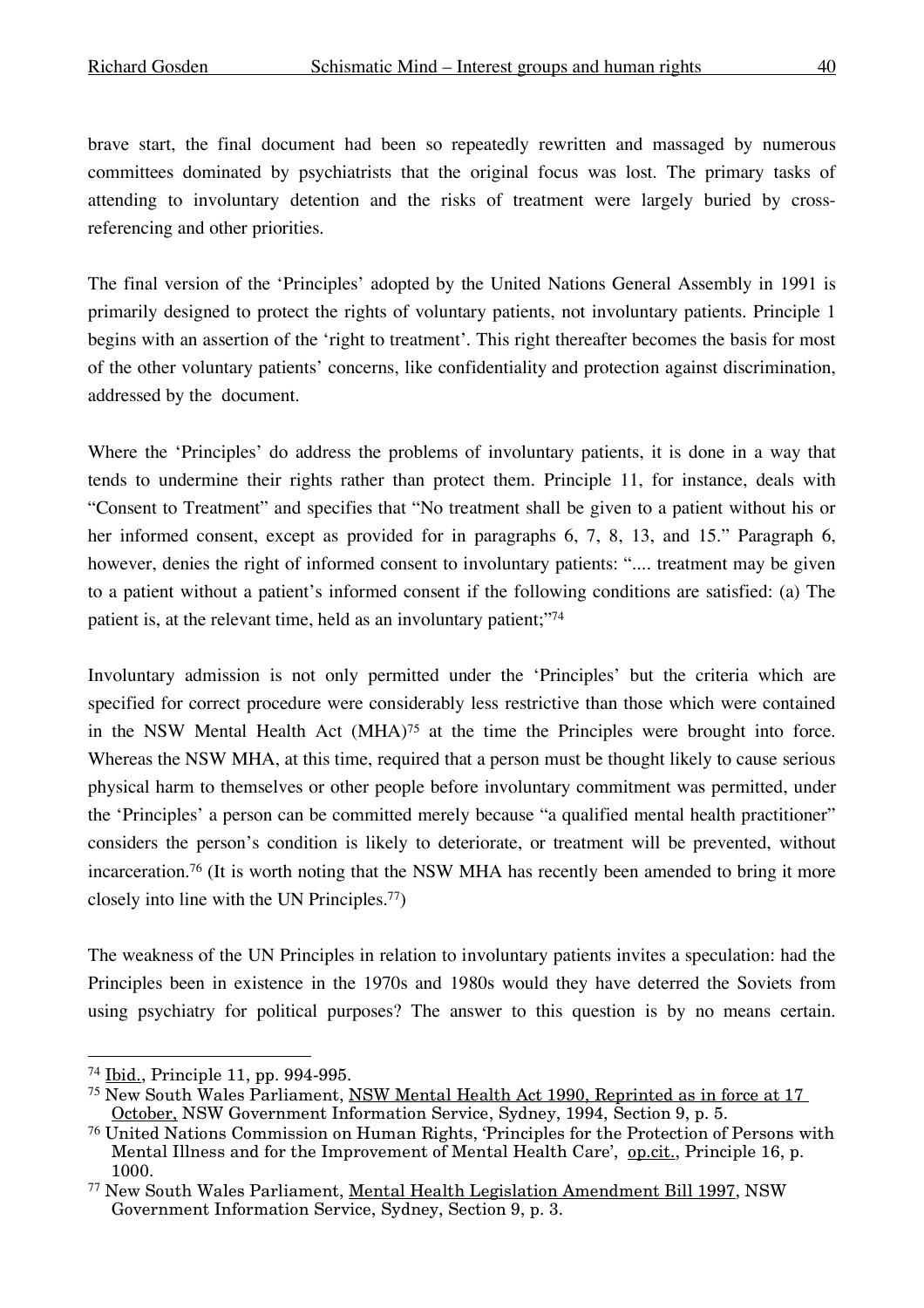brave start, the final document had been so repeatedly rewritten and massaged by numerous committees dominated by psychiatrists that the original focus was lost. The primary tasks of attending to involuntary detention and the risks of treatment were largely buried by cross-referencing and other priorities.

The final version of the 'Principles' adopted by the United Nations General Assembly in 1991 is primarily designed to protect the rights of voluntary patients, not involuntary patients. Principle 1 begins with an assertion of the 'right to treatment'. This right thereafter becomes the basis for most of the other voluntary patients' concerns, like confidentiality and protection against discrimination, addressed by the document.

Where the 'Principles' do address the problems of involuntary patients, it is done in a way that tends to undermine their rights rather than protect them. Principle 11, for instance, deals with "Consent to Treatment" and specifies that "No treatment shall be given to a patient without his or her informed consent, except as provided for in paragraphs 6, 7, 8, 13, and 15." Paragraph 6, however, denies the right of informed consent to involuntary patients: ".... treatment may be given to a patient without a patient's informed consent if the following conditions are satisfied: (a) The patient is, at the relevant time, held as an involuntary patient;"[74]

Involuntary admission is not only permitted under the 'Principles' but the criteria which are specified for correct procedure were considerably less restrictive than those which were contained in the NSW Mental Health Act (MHA)[75] at the time the Principles were brought into force. Whereas the NSW MHA, at this time, required that a person must be thought likely to cause serious physical harm to themselves or other people before involuntary commitment was permitted, under the 'Principles' a person can be committed merely because "a qualified mental health practitioner" considers the person's condition is likely to deteriorate, or treatment will be prevented, without incarceration.[76] (It is worth noting that the NSW MHA has recently been amended to bring it more closely into line with the UN Principles.[77])

The weakness of the UN Principles in relation to involuntary patients invites a speculation: had the Principles been in existence in the 1970s and 1980s would they have deterred the Soviets from using psychiatry for political purposes? The answer to this question is by no means certain.

---

[74] Ibid., Principle 11, pp. 994-995.

[75] New South Wales Parliament, NSW Mental Health Act 1990, Reprinted as in force at 17 October, NSW Government Information Service, Sydney, 1994, Section 9, p. 5.

[76] United Nations Commission on Human Rights, 'Principles for the Protection of Persons with Mental Illness and for the Improvement of Mental Health Care', op.cit., Principle 16, p. 1000.

[77] New South Wales Parliament, Mental Health Legislation Amendment Bill 1997, NSW Government Information Service, Sydney, Section 9, p. 3.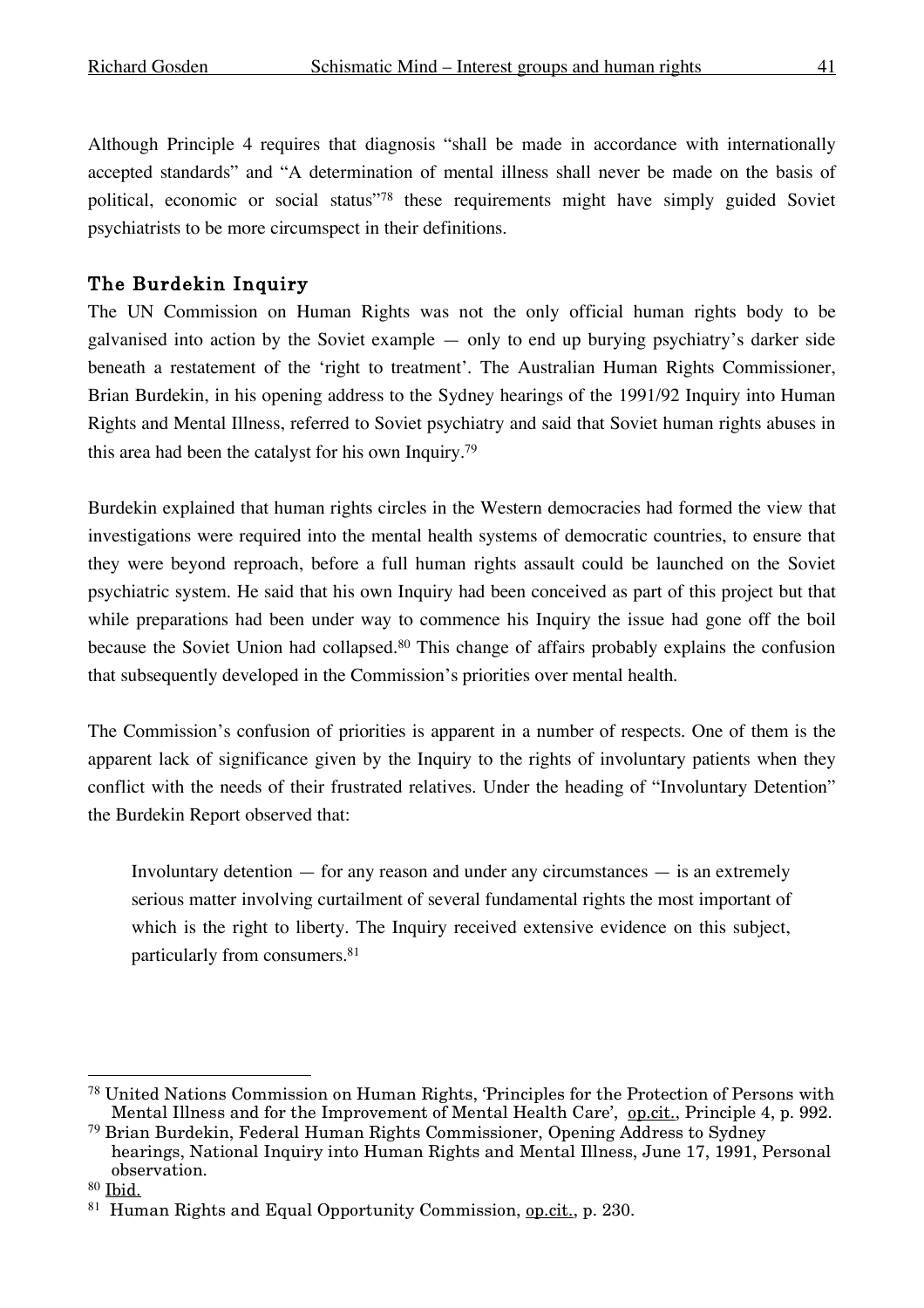Although Principle 4 requires that diagnosis "shall be made in accordance with internationally accepted standards" and "A determination of mental illness shall never be made on the basis of political, economic or social status"[78] these requirements might have simply guided Soviet psychiatrists to be more circumspect in their definitions.

## The Burdekin Inquiry

The UN Commission on Human Rights was not the only official human rights body to be galvanised into action by the Soviet example — only to end up burying psychiatry's darker side beneath a restatement of the 'right to treatment'. The Australian Human Rights Commissioner, Brian Burdekin, in his opening address to the Sydney hearings of the 1991/92 Inquiry into Human Rights and Mental Illness, referred to Soviet psychiatry and said that Soviet human rights abuses in this area had been the catalyst for his own Inquiry.[79]

Burdekin explained that human rights circles in the Western democracies had formed the view that investigations were required into the mental health systems of democratic countries, to ensure that they were beyond reproach, before a full human rights assault could be launched on the Soviet psychiatric system. He said that his own Inquiry had been conceived as part of this project but that while preparations had been under way to commence his Inquiry the issue had gone off the boil because the Soviet Union had collapsed.[80] This change of affairs probably explains the confusion that subsequently developed in the Commission's priorities over mental health.

The Commission's confusion of priorities is apparent in a number of respects. One of them is the apparent lack of significance given by the Inquiry to the rights of involuntary patients when they conflict with the needs of their frustrated relatives. Under the heading of "Involuntary Detention" the Burdekin Report observed that:

> Involuntary detention — for any reason and under any circumstances — is an extremely serious matter involving curtailment of several fundamental rights the most important of which is the right to liberty. The Inquiry received extensive evidence on this subject, particularly from consumers.[81]

---

[78] United Nations Commission on Human Rights, 'Principles for the Protection of Persons with Mental Illness and for the Improvement of Mental Health Care', op.cit., Principle 4, p. 992.

[79] Brian Burdekin, Federal Human Rights Commissioner, Opening Address to Sydney hearings, National Inquiry into Human Rights and Mental Illness, June 17, 1991, Personal observation.

[80] Ibid.

[81] Human Rights and Equal Opportunity Commission, op.cit., p. 230.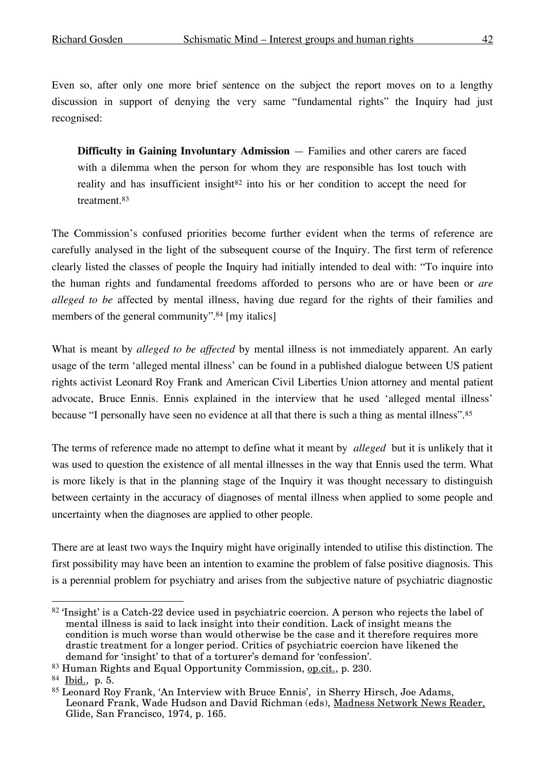Even so, after only one more brief sentence on the subject the report moves on to a lengthy discussion in support of denying the very same "fundamental rights" the Inquiry had just recognised:

> **Difficulty in Gaining Involuntary Admission** — Families and other carers are faced with a dilemma when the person for whom they are responsible has lost touch with reality and has insufficient insight[82] into his or her condition to accept the need for treatment.[83]

The Commission's confused priorities become further evident when the terms of reference are carefully analysed in the light of the subsequent course of the Inquiry. The first term of reference clearly listed the classes of people the Inquiry had initially intended to deal with: "To inquire into the human rights and fundamental freedoms afforded to persons who are or have been or *are alleged to be* affected by mental illness, having due regard for the rights of their families and members of the general community".[84] [my italics]

What is meant by *alleged to be affected* by mental illness is not immediately apparent. An early usage of the term 'alleged mental illness' can be found in a published dialogue between US patient rights activist Leonard Roy Frank and American Civil Liberties Union attorney and mental patient advocate, Bruce Ennis. Ennis explained in the interview that he used 'alleged mental illness' because "I personally have seen no evidence at all that there is such a thing as mental illness".[85]

The terms of reference made no attempt to define what it meant by *alleged* but it is unlikely that it was used to question the existence of all mental illnesses in the way that Ennis used the term. What is more likely is that in the planning stage of the Inquiry it was thought necessary to distinguish between certainty in the accuracy of diagnoses of mental illness when applied to some people and uncertainty when the diagnoses are applied to other people.

There are at least two ways the Inquiry might have originally intended to utilise this distinction. The first possibility may have been an intention to examine the problem of false positive diagnosis. This is a perennial problem for psychiatry and arises from the subjective nature of psychiatric diagnostic

---

[82] 'Insight' is a Catch-22 device used in psychiatric coercion. A person who rejects the label of mental illness is said to lack insight into their condition. Lack of insight means the condition is much worse than would otherwise be the case and it therefore requires more drastic treatment for a longer period. Critics of psychiatric coercion have likened the demand for 'insight' to that of a torturer's demand for 'confession'.

[83] Human Rights and Equal Opportunity Commission, op.cit., p. 230.

[84] Ibid., p. 5.

[85] Leonard Roy Frank, 'An Interview with Bruce Ennis', in Sherry Hirsch, Joe Adams, Leonard Frank, Wade Hudson and David Richman (eds), Madness Network News Reader, Glide, San Francisco, 1974, p. 165.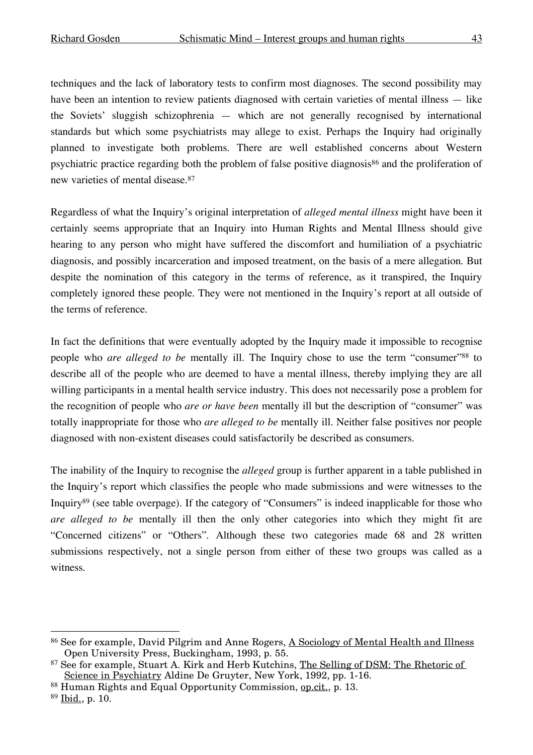techniques and the lack of laboratory tests to confirm most diagnoses. The second possibility may have been an intention to review patients diagnosed with certain varieties of mental illness — like the Soviets' sluggish schizophrenia — which are not generally recognised by international standards but which some psychiatrists may allege to exist. Perhaps the Inquiry had originally planned to investigate both problems. There are well established concerns about Western psychiatric practice regarding both the problem of false positive diagnosis[86] and the proliferation of new varieties of mental disease.[87]

Regardless of what the Inquiry's original interpretation of *alleged mental illness* might have been it certainly seems appropriate that an Inquiry into Human Rights and Mental Illness should give hearing to any person who might have suffered the discomfort and humiliation of a psychiatric diagnosis, and possibly incarceration and imposed treatment, on the basis of a mere allegation. But despite the nomination of this category in the terms of reference, as it transpired, the Inquiry completely ignored these people. They were not mentioned in the Inquiry's report at all outside of the terms of reference.

In fact the definitions that were eventually adopted by the Inquiry made it impossible to recognise people who *are alleged to be* mentally ill. The Inquiry chose to use the term "consumer"[88] to describe all of the people who are deemed to have a mental illness, thereby implying they are all willing participants in a mental health service industry. This does not necessarily pose a problem for the recognition of people who *are or have been* mentally ill but the description of "consumer" was totally inappropriate for those who *are alleged to be* mentally ill. Neither false positives nor people diagnosed with non-existent diseases could satisfactorily be described as consumers.

The inability of the Inquiry to recognise the *alleged* group is further apparent in a table published in the Inquiry's report which classifies the people who made submissions and were witnesses to the Inquiry[89] (see table overpage). If the category of "Consumers" is indeed inapplicable for those who *are alleged to be* mentally ill then the only other categories into which they might fit are "Concerned citizens" or "Others". Although these two categories made 68 and 28 written submissions respectively, not a single person from either of these two groups was called as a witness.

---

[86] See for example, David Pilgrim and Anne Rogers, A Sociology of Mental Health and Illness Open University Press, Buckingham, 1993, p. 55.

[87] See for example, Stuart A. Kirk and Herb Kutchins, The Selling of DSM: The Rhetoric of Science in Psychiatry Aldine De Gruyter, New York, 1992, pp. 1-16.

[88] Human Rights and Equal Opportunity Commission, op.cit., p. 13.

[89] Ibid., p. 10.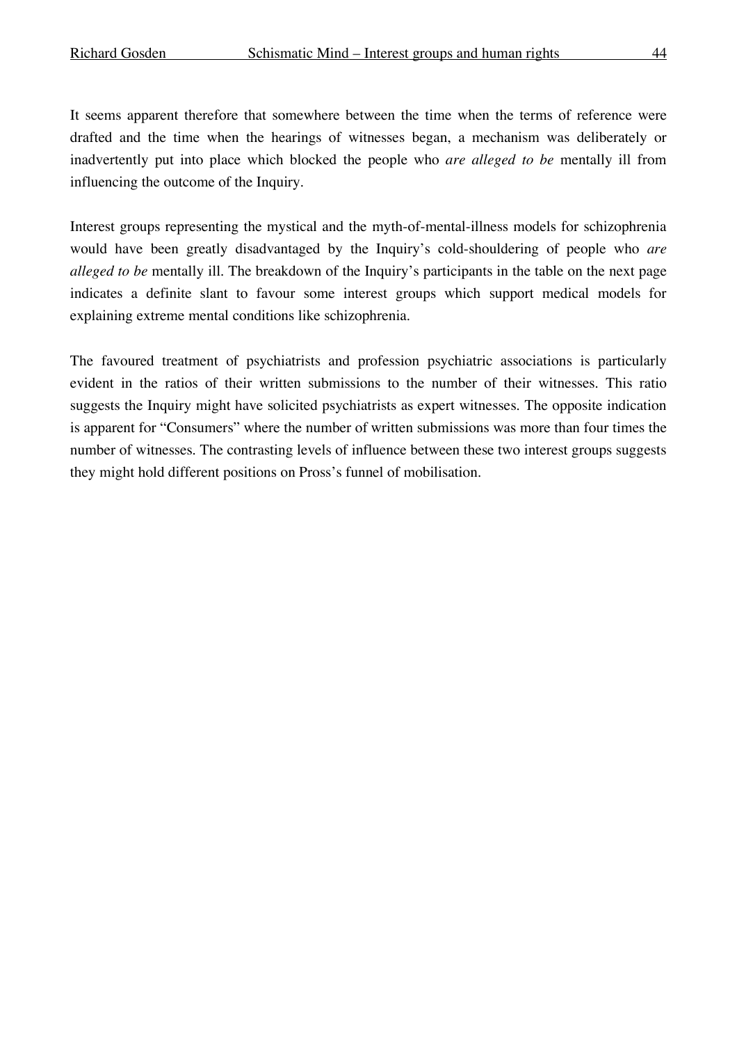It seems apparent therefore that somewhere between the time when the terms of reference were drafted and the time when the hearings of witnesses began, a mechanism was deliberately or inadvertently put into place which blocked the people who *are alleged to be* mentally ill from influencing the outcome of the Inquiry.

Interest groups representing the mystical and the myth-of-mental-illness models for schizophrenia would have been greatly disadvantaged by the Inquiry's cold-shouldering of people who *are alleged to be* mentally ill. The breakdown of the Inquiry's participants in the table on the next page indicates a definite slant to favour some interest groups which support medical models for explaining extreme mental conditions like schizophrenia.

The favoured treatment of psychiatrists and profession psychiatric associations is particularly evident in the ratios of their written submissions to the number of their witnesses. This ratio suggests the Inquiry might have solicited psychiatrists as expert witnesses. The opposite indication is apparent for "Consumers" where the number of written submissions was more than four times the number of witnesses. The contrasting levels of influence between these two interest groups suggests they might hold different positions on Pross's funnel of mobilisation.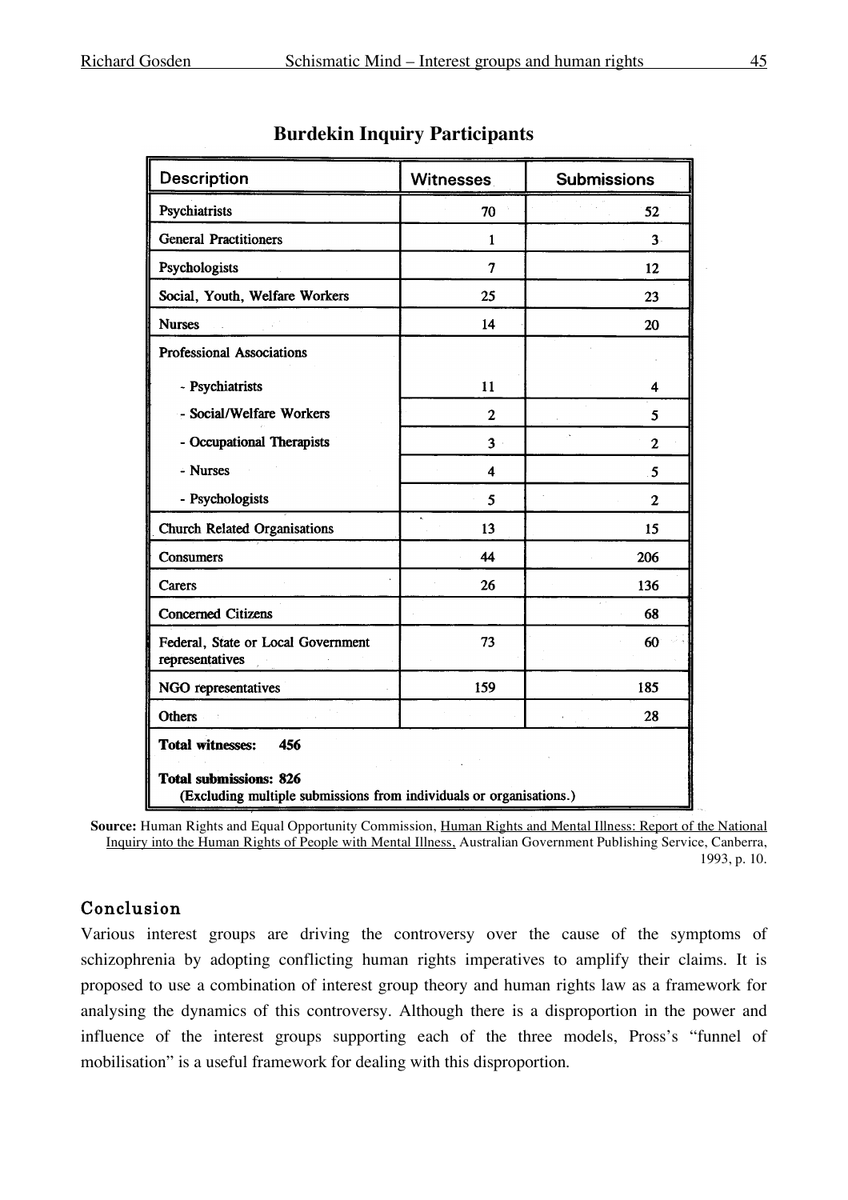## Burdekin Inquiry Participants

| Description | Witnesses | Submissions |
|---|---|---|
| Psychiatrists | 70 | 52 |
| General Practitioners | 1 | 3 |
| Psychologists | 7 | 12 |
| Social, Youth, Welfare Workers | 25 | 23 |
| Nurses | 14 | 20 |
| Professional Associations | | |
| - Psychiatrists | 11 | 4 |
| - Social/Welfare Workers | 2 | 5 |
| - Occupational Therapists | 3 | 2 |
| - Nurses | 4 | 5 |
| - Psychologists | 5 | 2 |
| Church Related Organisations | 13 | 15 |
| Consumers | 44 | 206 |
| Carers | 26 | 136 |
| Concerned Citizens | | 68 |
| Federal, State or Local Government representatives | 73 | 60 |
| NGO representatives | 159 | 185 |
| Others | | 28 |
| **Total witnesses: 456** | | |
| **Total submissions: 826** (Excluding multiple submissions from individuals or organisations.) | | |

**Source:** Human Rights and Equal Opportunity Commission, Human Rights and Mental Illness: Report of the National Inquiry into the Human Rights of People with Mental Illness, Australian Government Publishing Service, Canberra, 1993, p. 10.

## Conclusion

Various interest groups are driving the controversy over the cause of the symptoms of schizophrenia by adopting conflicting human rights imperatives to amplify their claims. It is proposed to use a combination of interest group theory and human rights law as a framework for analysing the dynamics of this controversy. Although there is a disproportion in the power and influence of the interest groups supporting each of the three models, Pross's "funnel of mobilisation" is a useful framework for dealing with this disproportion.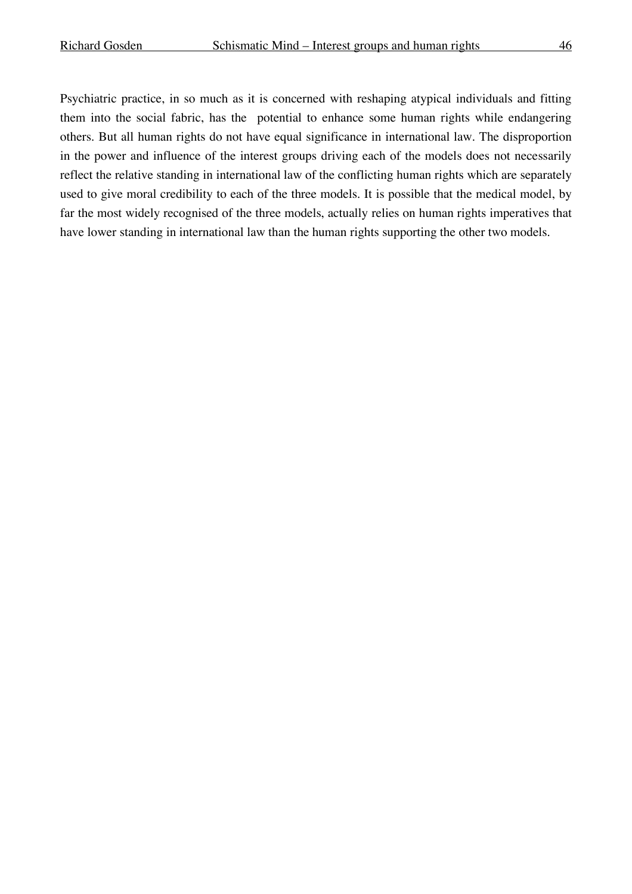Psychiatric practice, in so much as it is concerned with reshaping atypical individuals and fitting them into the social fabric, has the potential to enhance some human rights while endangering others. But all human rights do not have equal significance in international law. The disproportion in the power and influence of the interest groups driving each of the models does not necessarily reflect the relative standing in international law of the conflicting human rights which are separately used to give moral credibility to each of the three models. It is possible that the medical model, by far the most widely recognised of the three models, actually relies on human rights imperatives that have lower standing in international law than the human rights supporting the other two models.